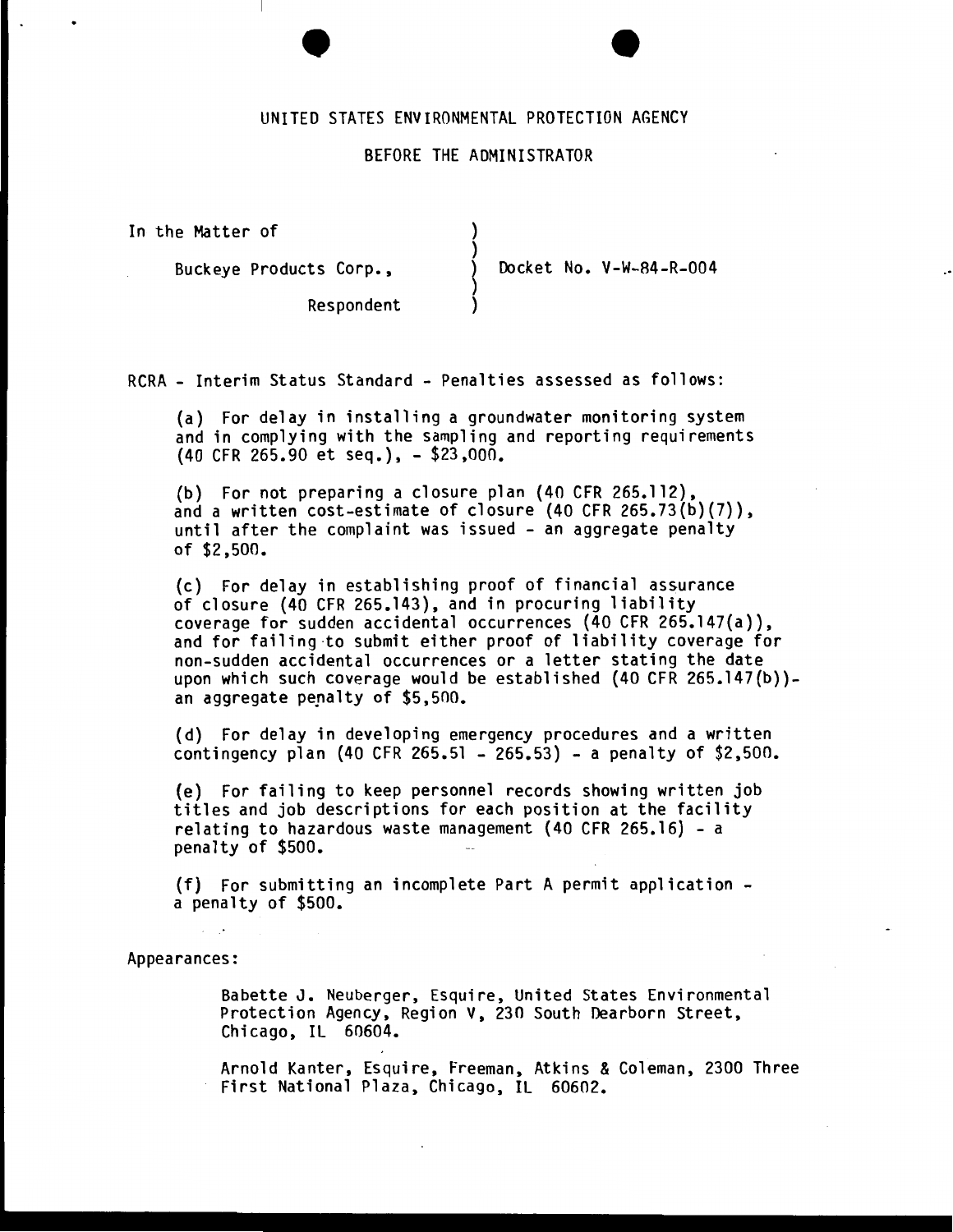UNITED STATES ENVIRONMENTAL PROTECTION AGENCY

BEFORE THE ADMINISTRATOR

In the Matter of

Buckeye Products Corp., Respondent

Docket No. V-W-84-R-004

RCRA - Interim Status Standard - Penalties assessed as follows:

(a) For delay in installing a groundwater monitoring system and in complying with the sampling and reporting requirements (40 CFR 265.90 et seq.), - $23,000.

(b) For not preparing a closure plan (40 CFR 265.112), and a written cost-estimate of closure (40 CFR 265.73(b)(7)), until after the complaint was issued - an aggregate penalty of $2,500.

(c) For delay in establishing proof of financial assurance of closure (40 CFR 265.143), and in procuring liability coverage for sudden accidental occurrences (40 CFR 265.147(a)), and for failing to submit either proof of liability coverage for non-sudden accidental occurrences or a letter stating the date upon which such coverage would be established (40 CFR 265.147(b))- an aggregate penalty of $5,500.

(d) For delay in developing emergency procedures and a written contingency plan (40 CFR 265.51 - 265.53) - a penalty of $2,500.

(e) For failing to keep personnel records showing written job titles and job descriptions for each position at the facility relating to hazardous waste management (40 CFR 265.16) - a penalty of $500.

(f) For submitting an incomplete Part A permit application - a penalty of $500.

Appearances:

Babette J. Neuberger, Esquire, United States Environmental Protection Agency, Region V, 230 South Dearborn Street, Chicago, IL 60604.

Arnold Kanter, Esquire, Freeman, Atkins & Coleman, 2300 Three First National Plaza, Chicago, IL 60602.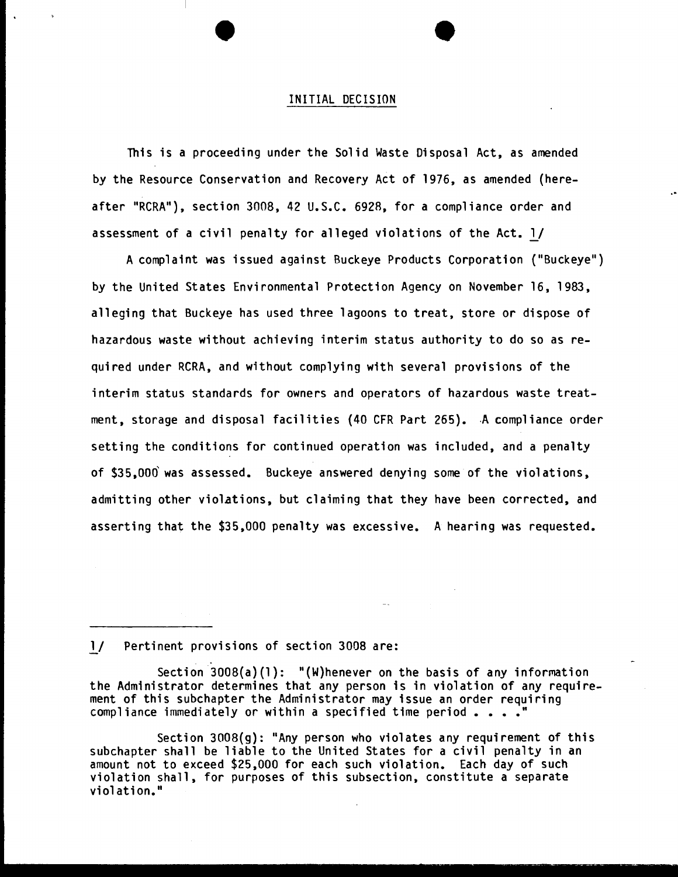## INITIAL DECISION

This is a proceeding under the Solid Waste Disposal Act, as amended by the Resource Conservation and Recovery Act of 1976, as amended (hereafter "RCRA"), section 3008, 42 U.S.C. 6928, for a compliance order and assessment of a civil penalty for alleged violations of the Act. 1/

A complaint was issued against Buckeye Products Corporation ("Buckeye") by the United States Environmental Protection Agency on November 16, 1983, alleging that Buckeye has used three lagoons to treat, store or dispose of hazardous waste without achieving interim status authority to do so as required under RCRA, and without complying with several provisions of the interim status standards for owners and operators of hazardous waste treatment, storage and disposal facilities (40 CFR Part 265). A compliance order setting the conditions for continued operation was included, and a penalty of $35,000 was assessed. Buckeye answered denying some of the violations, admitting other violations, but claiming that they have been corrected, and asserting that the $35,000 penalty was excessive. A hearing was requested.

---

1/ Pertinent provisions of section 3008 are:

Section 3008(a)(1): "(W)henever on the basis of any information the Administrator determines that any person is in violation of any requirement of this subchapter the Administrator may issue an order requiring compliance immediately or within a specified time period . . . ."

Section 3008(g): "Any person who violates any requirement of this subchapter shall be liable to the United States for a civil penalty in an amount not to exceed $25,000 for each such violation. Each day of such violation shall, for purposes of this subsection, constitute a separate violation."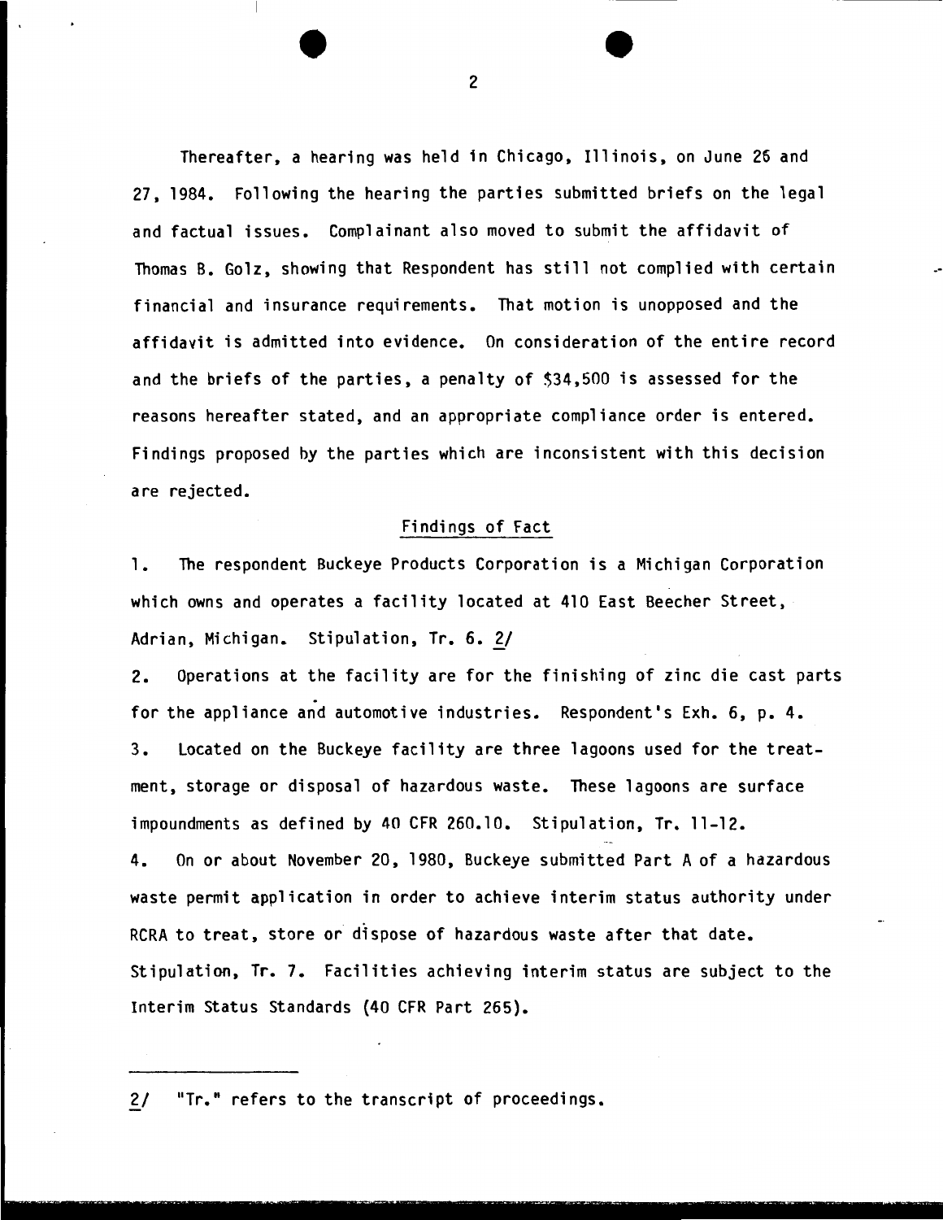Thereafter, a hearing was held in Chicago, Illinois, on June 26 and 27, 1984. Following the hearing the parties submitted briefs on the legal and factual issues. Complainant also moved to submit the affidavit of Thomas B. Golz, showing that Respondent has still not complied with certain financial and insurance requirements. That motion is unopposed and the affidavit is admitted into evidence. On consideration of the entire record and the briefs of the parties, a penalty of $34,500 is assessed for the reasons hereafter stated, and an appropriate compliance order is entered. Findings proposed by the parties which are inconsistent with this decision are rejected.

## Findings of Fact

1. The respondent Buckeye Products Corporation is a Michigan Corporation which owns and operates a facility located at 410 East Beecher Street, Adrian, Michigan. Stipulation, Tr. 6. 2/

2. Operations at the facility are for the finishing of zinc die cast parts for the appliance and automotive industries. Respondent's Exh. 6, p. 4.

3. Located on the Buckeye facility are three lagoons used for the treatment, storage or disposal of hazardous waste. These lagoons are surface impoundments as defined by 40 CFR 260.10. Stipulation, Tr. 11-12.

4. On or about November 20, 1980, Buckeye submitted Part A of a hazardous waste permit application in order to achieve interim status authority under RCRA to treat, store or dispose of hazardous waste after that date. Stipulation, Tr. 7. Facilities achieving interim status are subject to the Interim Status Standards (40 CFR Part 265).

---

2/ "Tr." refers to the transcript of proceedings.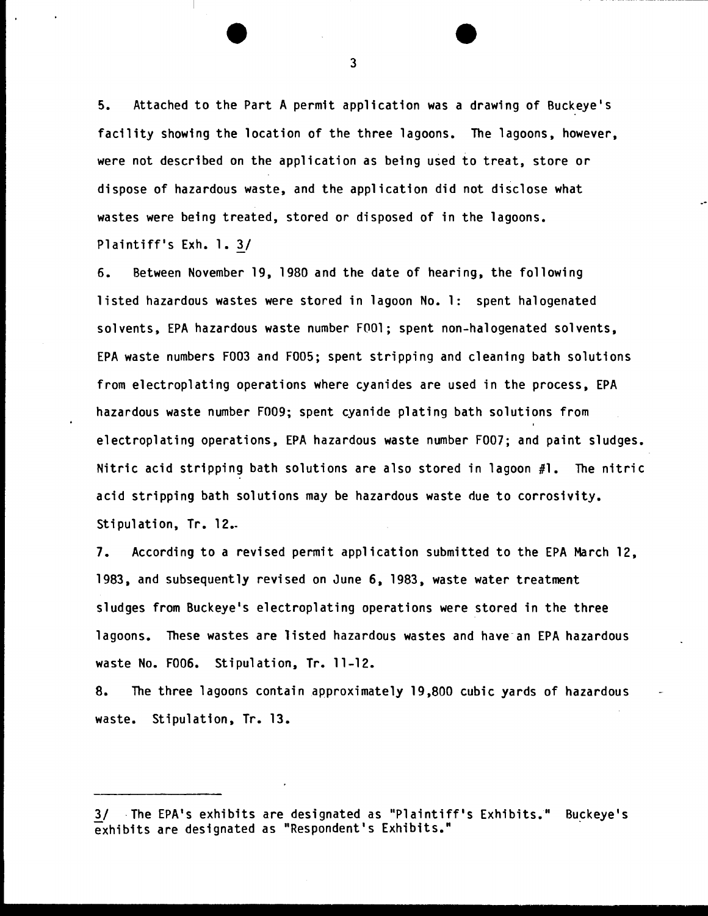5. Attached to the Part A permit application was a drawing of Buckeye's facility showing the location of the three lagoons. The lagoons, however, were not described on the application as being used to treat, store or dispose of hazardous waste, and the application did not disclose what wastes were being treated, stored or disposed of in the lagoons. Plaintiff's Exh. 1. 3/

6. Between November 19, 1980 and the date of hearing, the following listed hazardous wastes were stored in lagoon No. 1: spent halogenated solvents, EPA hazardous waste number F001; spent non-halogenated solvents, EPA waste numbers F003 and F005; spent stripping and cleaning bath solutions from electroplating operations where cyanides are used in the process, EPA hazardous waste number F009; spent cyanide plating bath solutions from electroplating operations, EPA hazardous waste number F007; and paint sludges. Nitric acid stripping bath solutions are also stored in lagoon #1. The nitric acid stripping bath solutions may be hazardous waste due to corrosivity. Stipulation, Tr. 12.

7. According to a revised permit application submitted to the EPA March 12, 1983, and subsequently revised on June 6, 1983, waste water treatment sludges from Buckeye's electroplating operations were stored in the three lagoons. These wastes are listed hazardous wastes and have an EPA hazardous waste No. F006. Stipulation, Tr. 11-12.

8. The three lagoons contain approximately 19,800 cubic yards of hazardous waste. Stipulation, Tr. 13.

---

3/ The EPA's exhibits are designated as "Plaintiff's Exhibits." Buckeye's exhibits are designated as "Respondent's Exhibits."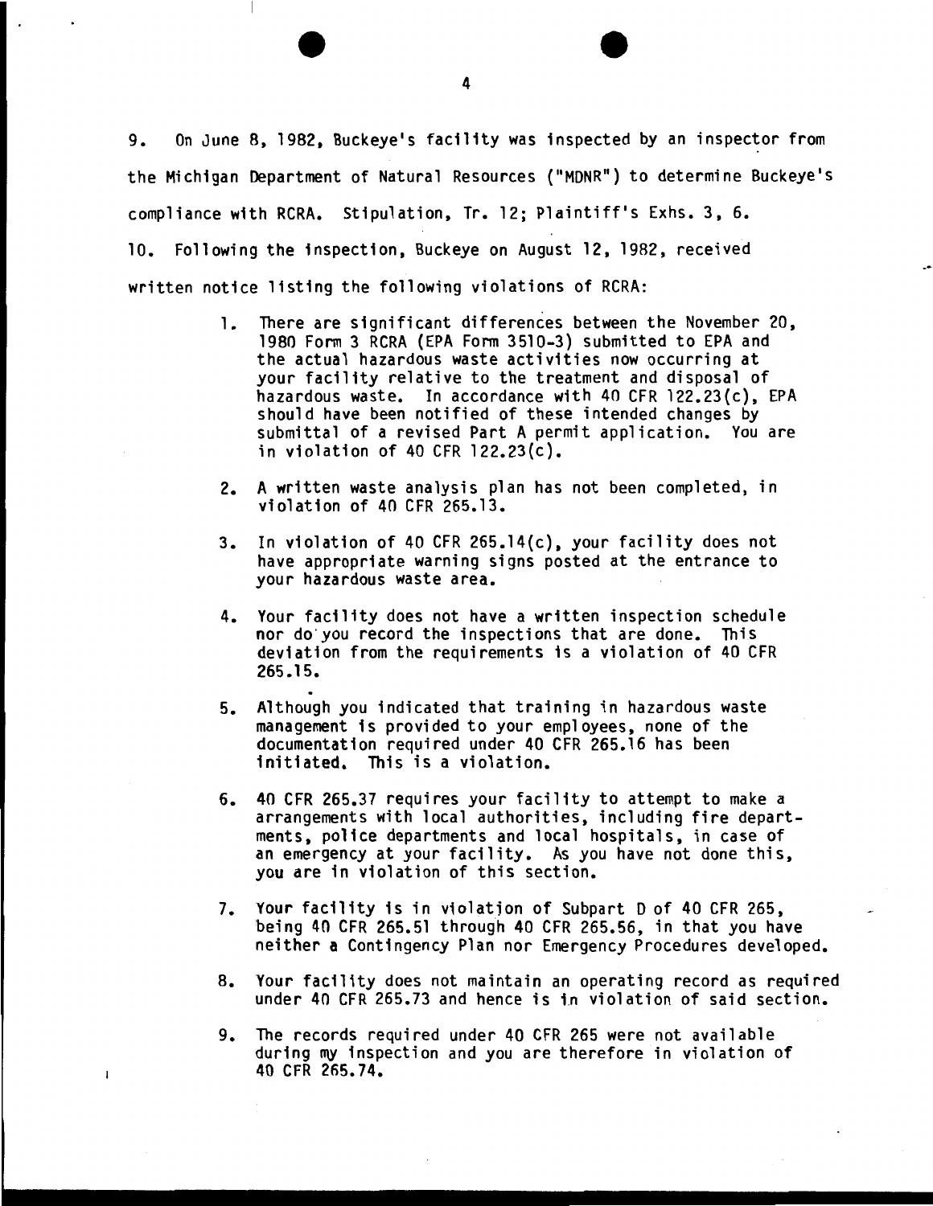9. On June 8, 1982, Buckeye's facility was inspected by an inspector from the Michigan Department of Natural Resources ("MDNR") to determine Buckeye's compliance with RCRA. Stipulation, Tr. 12; Plaintiff's Exhs. 3, 6.

10. Following the inspection, Buckeye on August 12, 1982, received written notice listing the following violations of RCRA:

> 1. There are significant differences between the November 20, 1980 Form 3 RCRA (EPA Form 3510-3) submitted to EPA and the actual hazardous waste activities now occurring at your facility relative to the treatment and disposal of hazardous waste. In accordance with 40 CFR 122.23(c), EPA should have been notified of these intended changes by submittal of a revised Part A permit application. You are in violation of 40 CFR 122.23(c).
>
> 2. A written waste analysis plan has not been completed, in violation of 40 CFR 265.13.
>
> 3. In violation of 40 CFR 265.14(c), your facility does not have appropriate warning signs posted at the entrance to your hazardous waste area.
>
> 4. Your facility does not have a written inspection schedule nor do you record the inspections that are done. This deviation from the requirements is a violation of 40 CFR 265.15.
>
> 5. Although you indicated that training in hazardous waste management is provided to your employees, none of the documentation required under 40 CFR 265.16 has been initiated. This is a violation.
>
> 6. 40 CFR 265.37 requires your facility to attempt to make a arrangements with local authorities, including fire departments, police departments and local hospitals, in case of an emergency at your facility. As you have not done this, you are in violation of this section.
>
> 7. Your facility is in violation of Subpart D of 40 CFR 265, being 40 CFR 265.51 through 40 CFR 265.56, in that you have neither a Contingency Plan nor Emergency Procedures developed.
>
> 8. Your facility does not maintain an operating record as required under 40 CFR 265.73 and hence is in violation of said section.
>
> 9. The records required under 40 CFR 265 were not available during my inspection and you are therefore in violation of 40 CFR 265.74.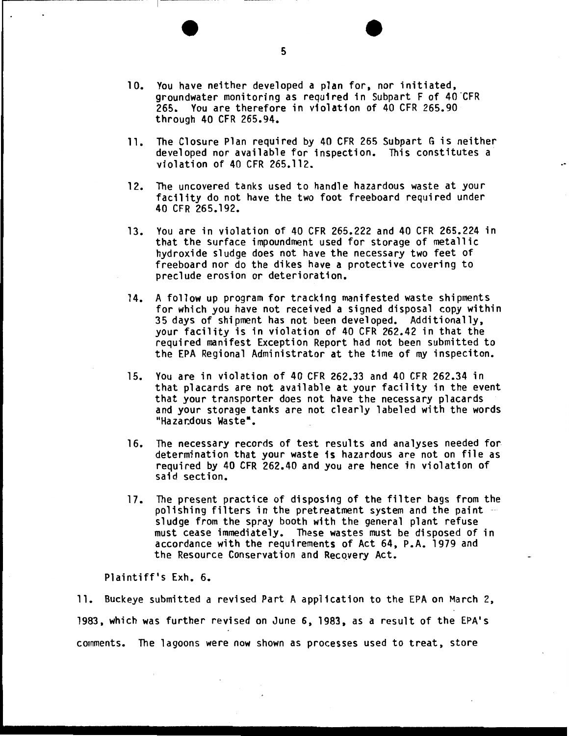10. You have neither developed a plan for, nor initiated, groundwater monitoring as required in Subpart F of 40 CFR 265. You are therefore in violation of 40 CFR 265.90 through 40 CFR 265.94.

11. The Closure Plan required by 40 CFR 265 Subpart G is neither developed nor available for inspection. This constitutes a violation of 40 CFR 265.112.

12. The uncovered tanks used to handle hazardous waste at your facility do not have the two foot freeboard required under 40 CFR 265.192.

13. You are in violation of 40 CFR 265.222 and 40 CFR 265.224 in that the surface impoundment used for storage of metallic hydroxide sludge does not have the necessary two feet of freeboard nor do the dikes have a protective covering to preclude erosion or deterioration.

14. A follow up program for tracking manifested waste shipments for which you have not received a signed disposal copy within 35 days of shipment has not been developed. Additionally, your facility is in violation of 40 CFR 262.42 in that the required manifest Exception Report had not been submitted to the EPA Regional Administrator at the time of my inspeciton.

15. You are in violation of 40 CFR 262.33 and 40 CFR 262.34 in that placards are not available at your facility in the event that your transporter does not have the necessary placards and your storage tanks are not clearly labeled with the words "Hazardous Waste".

16. The necessary records of test results and analyses needed for determination that your waste is hazardous are not on file as required by 40 CFR 262.40 and you are hence in violation of said section.

17. The present practice of disposing of the filter bags from the polishing filters in the pretreatment system and the paint sludge from the spray booth with the general plant refuse must cease immediately. These wastes must be disposed of in accordance with the requirements of Act 64, P.A. 1979 and the Resource Conservation and Recovery Act.

Plaintiff's Exh. 6.

11. Buckeye submitted a revised Part A application to the EPA on March 2, 1983, which was further revised on June 6, 1983, as a result of the EPA's comments. The lagoons were now shown as processes used to treat, store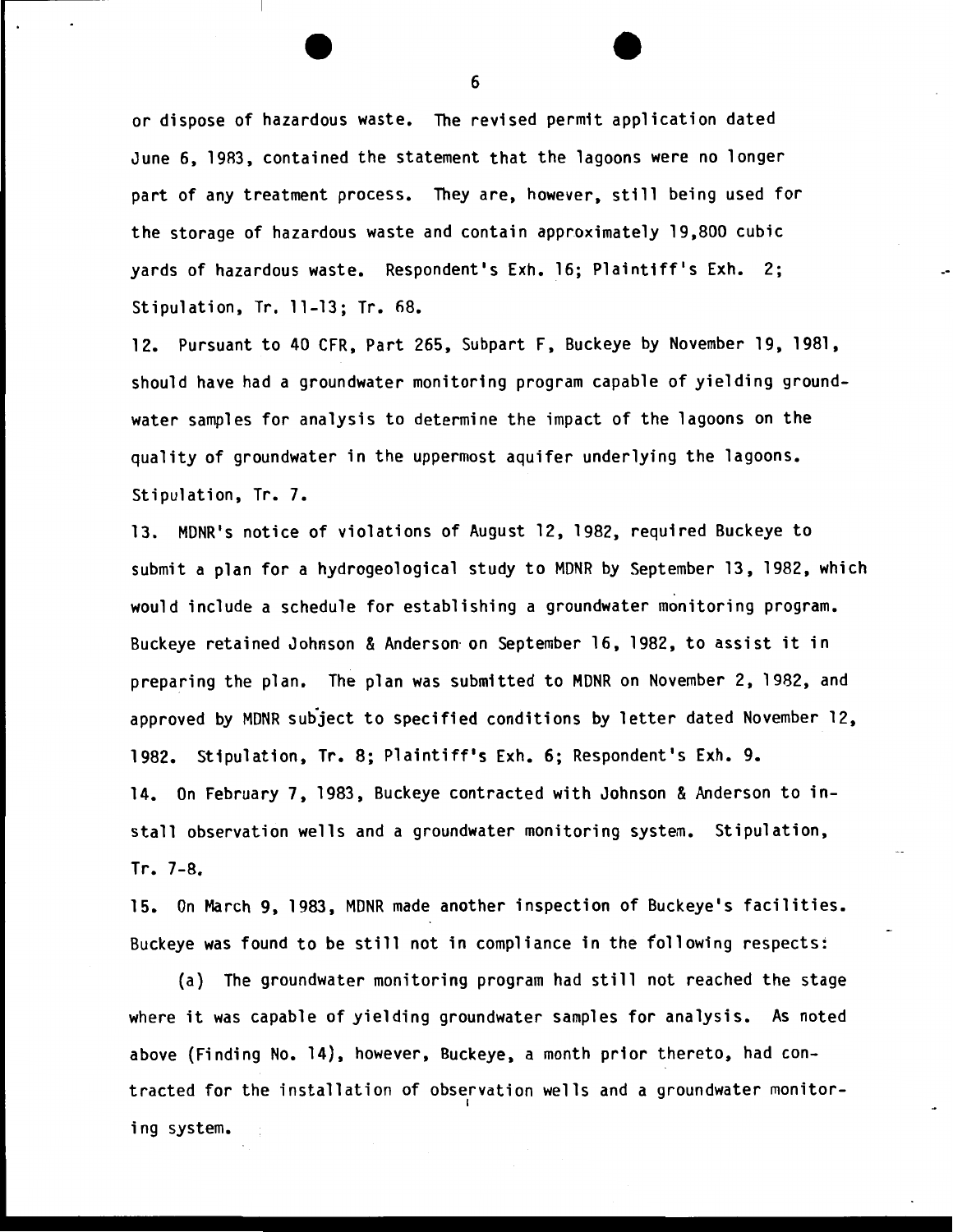or dispose of hazardous waste. The revised permit application dated June 6, 1983, contained the statement that the lagoons were no longer part of any treatment process. They are, however, still being used for the storage of hazardous waste and contain approximately 19,800 cubic yards of hazardous waste. Respondent's Exh. 16; Plaintiff's Exh. 2; Stipulation, Tr. 11-13; Tr. 68.

12. Pursuant to 40 CFR, Part 265, Subpart F, Buckeye by November 19, 1981, should have had a groundwater monitoring program capable of yielding groundwater samples for analysis to determine the impact of the lagoons on the quality of groundwater in the uppermost aquifer underlying the lagoons. Stipulation, Tr. 7.

13. MDNR's notice of violations of August 12, 1982, required Buckeye to submit a plan for a hydrogeological study to MDNR by September 13, 1982, which would include a schedule for establishing a groundwater monitoring program. Buckeye retained Johnson & Anderson on September 16, 1982, to assist it in preparing the plan. The plan was submitted to MDNR on November 2, 1982, and approved by MDNR subject to specified conditions by letter dated November 12, 1982. Stipulation, Tr. 8; Plaintiff's Exh. 6; Respondent's Exh. 9.

14. On February 7, 1983, Buckeye contracted with Johnson & Anderson to install observation wells and a groundwater monitoring system. Stipulation, Tr. 7-8.

15. On March 9, 1983, MDNR made another inspection of Buckeye's facilities. Buckeye was found to be still not in compliance in the following respects:

(a) The groundwater monitoring program had still not reached the stage where it was capable of yielding groundwater samples for analysis. As noted above (Finding No. 14), however, Buckeye, a month prior thereto, had contracted for the installation of observation wells and a groundwater monitoring system.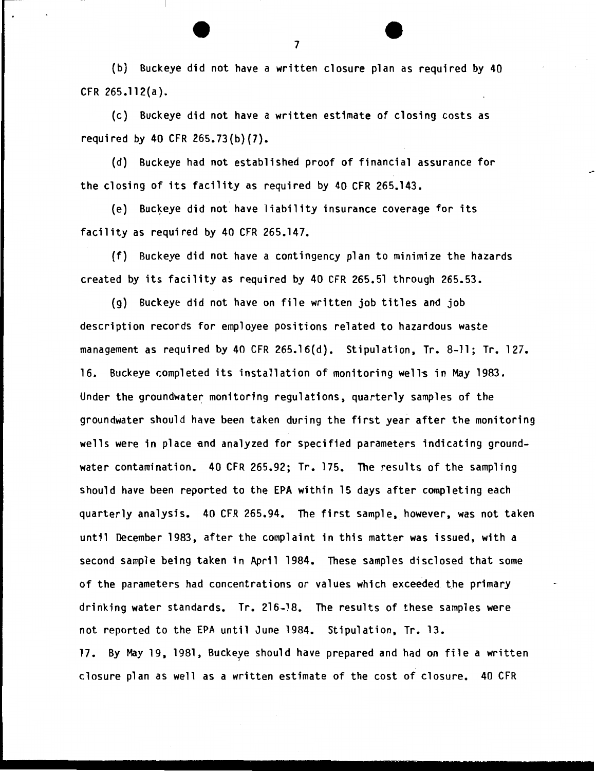(b) Buckeye did not have a written closure plan as required by 40 CFR 265.112(a).

(c) Buckeye did not have a written estimate of closing costs as required by 40 CFR 265.73(b)(7).

(d) Buckeye had not established proof of financial assurance for the closing of its facility as required by 40 CFR 265.143.

(e) Buckeye did not have liability insurance coverage for its facility as required by 40 CFR 265.147.

(f) Buckeye did not have a contingency plan to minimize the hazards created by its facility as required by 40 CFR 265.51 through 265.53.

(g) Buckeye did not have on file written job titles and job description records for employee positions related to hazardous waste management as required by 40 CFR 265.16(d). Stipulation, Tr. 8-11; Tr. 127.

16. Buckeye completed its installation of monitoring wells in May 1983. Under the groundwater monitoring regulations, quarterly samples of the groundwater should have been taken during the first year after the monitoring wells were in place and analyzed for specified parameters indicating groundwater contamination. 40 CFR 265.92; Tr. 175. The results of the sampling should have been reported to the EPA within 15 days after completing each quarterly analysis. 40 CFR 265.94. The first sample, however, was not taken until December 1983, after the complaint in this matter was issued, with a second sample being taken in April 1984. These samples disclosed that some of the parameters had concentrations or values which exceeded the primary drinking water standards. Tr. 216-18. The results of these samples were not reported to the EPA until June 1984. Stipulation, Tr. 13.

17. By May 19, 1981, Buckeye should have prepared and had on file a written closure plan as well as a written estimate of the cost of closure. 40 CFR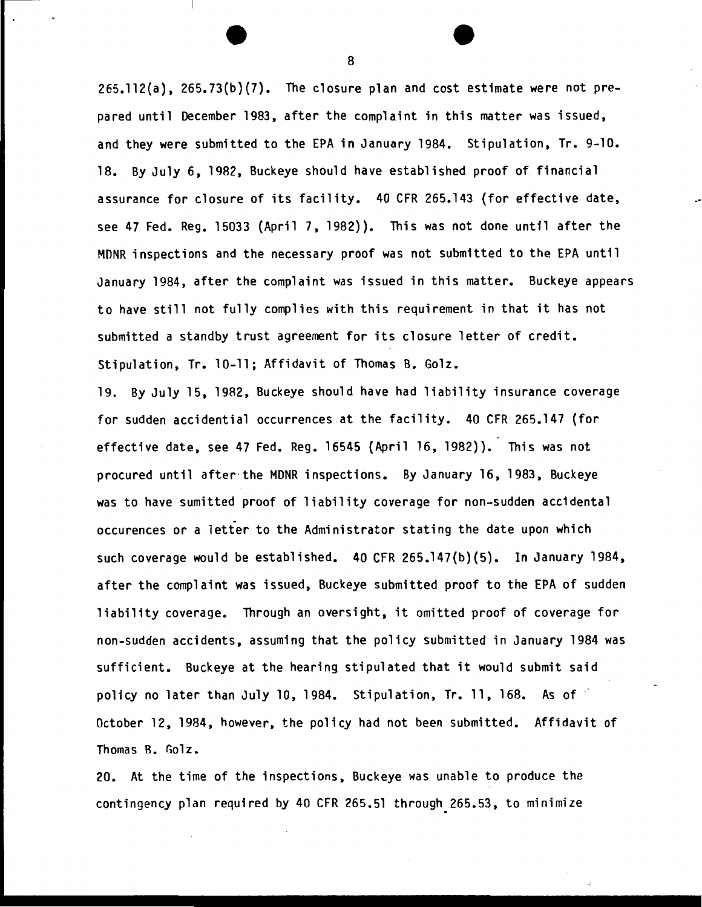265.112(a), 265.73(b)(7). The closure plan and cost estimate were not prepared until December 1983, after the complaint in this matter was issued, and they were submitted to the EPA in January 1984. Stipulation, Tr. 9-10.

18. By July 6, 1982, Buckeye should have established proof of financial assurance for closure of its facility. 40 CFR 265.143 (for effective date, see 47 Fed. Reg. 15033 (April 7, 1982)). This was not done until after the MDNR inspections and the necessary proof was not submitted to the EPA until January 1984, after the complaint was issued in this matter. Buckeye appears to have still not fully complies with this requirement in that it has not submitted a standby trust agreement for its closure letter of credit. Stipulation, Tr. 10-11; Affidavit of Thomas B. Golz.

19. By July 15, 1982, Buckeye should have had liability insurance coverage for sudden accidential occurrences at the facility. 40 CFR 265.147 (for effective date, see 47 Fed. Reg. 16545 (April 16, 1982)). This was not procured until after the MDNR inspections. By January 16, 1983, Buckeye was to have sumitted proof of liability coverage for non-sudden accidental occurences or a letter to the Administrator stating the date upon which such coverage would be established. 40 CFR 265.147(b)(5). In January 1984, after the complaint was issued, Buckeye submitted proof to the EPA of sudden liability coverage. Through an oversight, it omitted proof of coverage for non-sudden accidents, assuming that the policy submitted in January 1984 was sufficient. Buckeye at the hearing stipulated that it would submit said policy no later than July 10, 1984. Stipulation, Tr. 11, 168. As of October 12, 1984, however, the policy had not been submitted. Affidavit of Thomas B. Golz.

20. At the time of the inspections, Buckeye was unable to produce the contingency plan required by 40 CFR 265.51 through 265.53, to minimize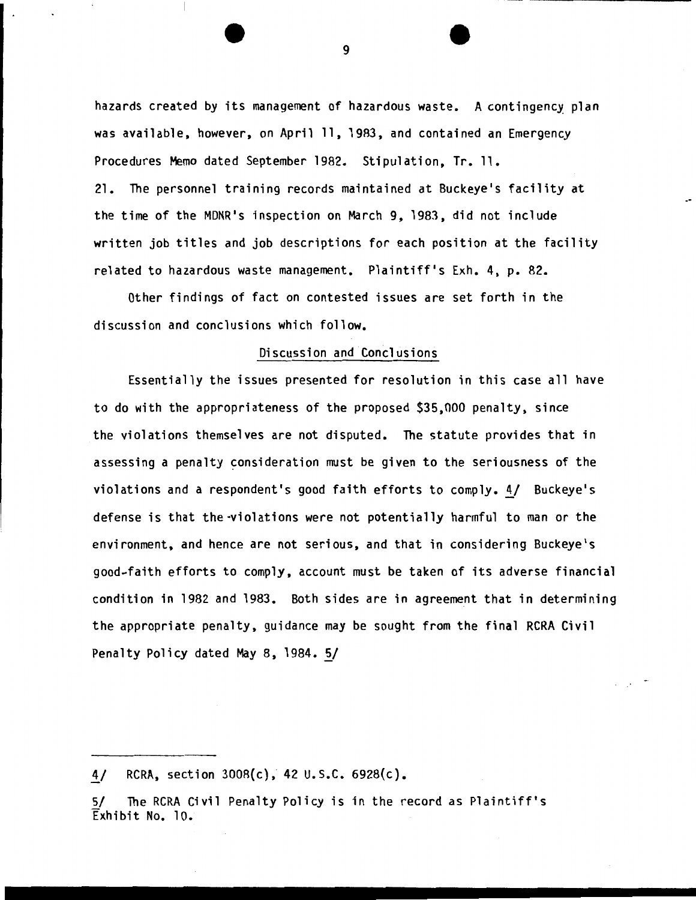hazards created by its management of hazardous waste. A contingency plan was available, however, on April 11, 1983, and contained an Emergency Procedures Memo dated September 1982. Stipulation, Tr. 11.

21. The personnel training records maintained at Buckeye's facility at the time of the MDNR's inspection on March 9, 1983, did not include written job titles and job descriptions for each position at the facility related to hazardous waste management. Plaintiff's Exh. 4, p. 82.

Other findings of fact on contested issues are set forth in the discussion and conclusions which follow.

## Discussion and Conclusions

Essentially the issues presented for resolution in this case all have to do with the appropriateness of the proposed $35,000 penalty, since the violations themselves are not disputed. The statute provides that in assessing a penalty consideration must be given to the seriousness of the violations and a respondent's good faith efforts to comply. 4/ Buckeye's defense is that the violations were not potentially harmful to man or the environment, and hence are not serious, and that in considering Buckeye's good-faith efforts to comply, account must be taken of its adverse financial condition in 1982 and 1983. Both sides are in agreement that in determining the appropriate penalty, guidance may be sought from the final RCRA Civil Penalty Policy dated May 8, 1984. 5/

---

4/ RCRA, section 3008(c), 42 U.S.C. 6928(c).

5/ The RCRA Civil Penalty Policy is in the record as Plaintiff's Exhibit No. 10.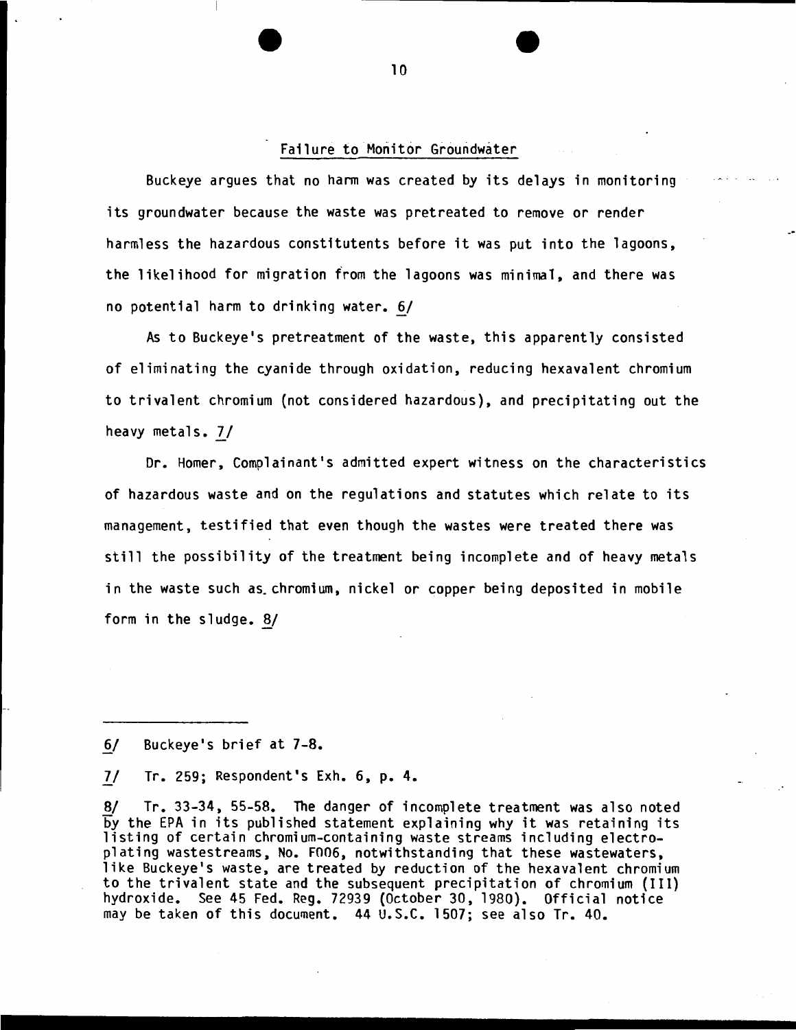## Failure to Monitor Groundwater

Buckeye argues that no harm was created by its delays in monitoring its groundwater because the waste was pretreated to remove or render harmless the hazardous constitutents before it was put into the lagoons, the likelihood for migration from the lagoons was minimal, and there was no potential harm to drinking water. 6/

As to Buckeye's pretreatment of the waste, this apparently consisted of eliminating the cyanide through oxidation, reducing hexavalent chromium to trivalent chromium (not considered hazardous), and precipitating out the heavy metals. 7/

Dr. Homer, Complainant's admitted expert witness on the characteristics of hazardous waste and on the regulations and statutes which relate to its management, testified that even though the wastes were treated there was still the possibility of the treatment being incomplete and of heavy metals in the waste such as chromium, nickel or copper being deposited in mobile form in the sludge. 8/

---

6/ Buckeye's brief at 7-8.

7/ Tr. 259; Respondent's Exh. 6, p. 4.

8/ Tr. 33-34, 55-58. The danger of incomplete treatment was also noted by the EPA in its published statement explaining why it was retaining its listing of certain chromium-containing waste streams including electroplating wastestreams, No. F006, notwithstanding that these wastewaters, like Buckeye's waste, are treated by reduction of the hexavalent chromium to the trivalent state and the subsequent precipitation of chromium (III) hydroxide. See 45 Fed. Reg. 72939 (October 30, 1980). Official notice may be taken of this document. 44 U.S.C. 1507; see also Tr. 40.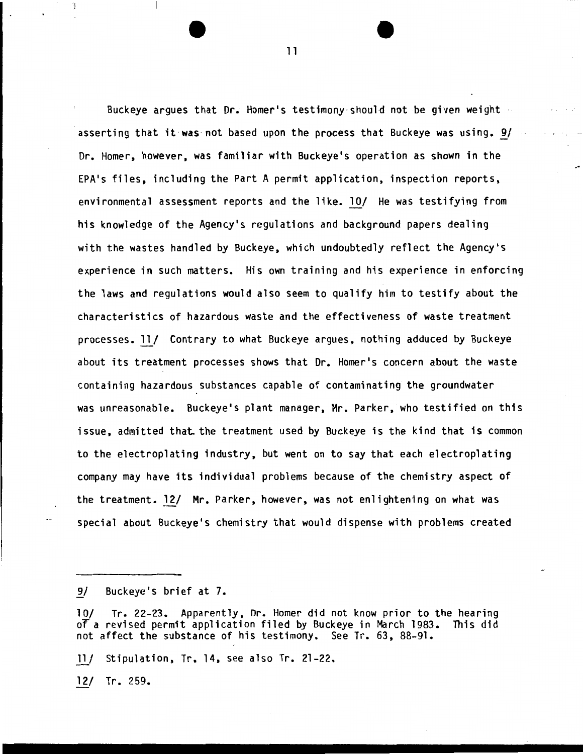Buckeye argues that Dr. Homer's testimony should not be given weight asserting that it was not based upon the process that Buckeye was using. 9/ Dr. Homer, however, was familiar with Buckeye's operation as shown in the EPA's files, including the Part A permit application, inspection reports, environmental assessment reports and the like. 10/ He was testifying from his knowledge of the Agency's regulations and background papers dealing with the wastes handled by Buckeye, which undoubtedly reflect the Agency's experience in such matters. His own training and his experience in enforcing the laws and regulations would also seem to qualify him to testify about the characteristics of hazardous waste and the effectiveness of waste treatment processes. 11/ Contrary to what Buckeye argues, nothing adduced by Buckeye about its treatment processes shows that Dr. Homer's concern about the waste containing hazardous substances capable of contaminating the groundwater was unreasonable. Buckeye's plant manager, Mr. Parker, who testified on this issue, admitted that the treatment used by Buckeye is the kind that is common to the electroplating industry, but went on to say that each electroplating company may have its individual problems because of the chemistry aspect of the treatment. 12/ Mr. Parker, however, was not enlightening on what was special about Buckeye's chemistry that would dispense with problems created

---

9/ Buckeye's brief at 7.

10/ Tr. 22-23. Apparently, Dr. Homer did not know prior to the hearing of a revised permit application filed by Buckeye in March 1983. This did not affect the substance of his testimony. See Tr. 63, 88-91.

11/ Stipulation, Tr. 14, see also Tr. 21-22.

12/ Tr. 259.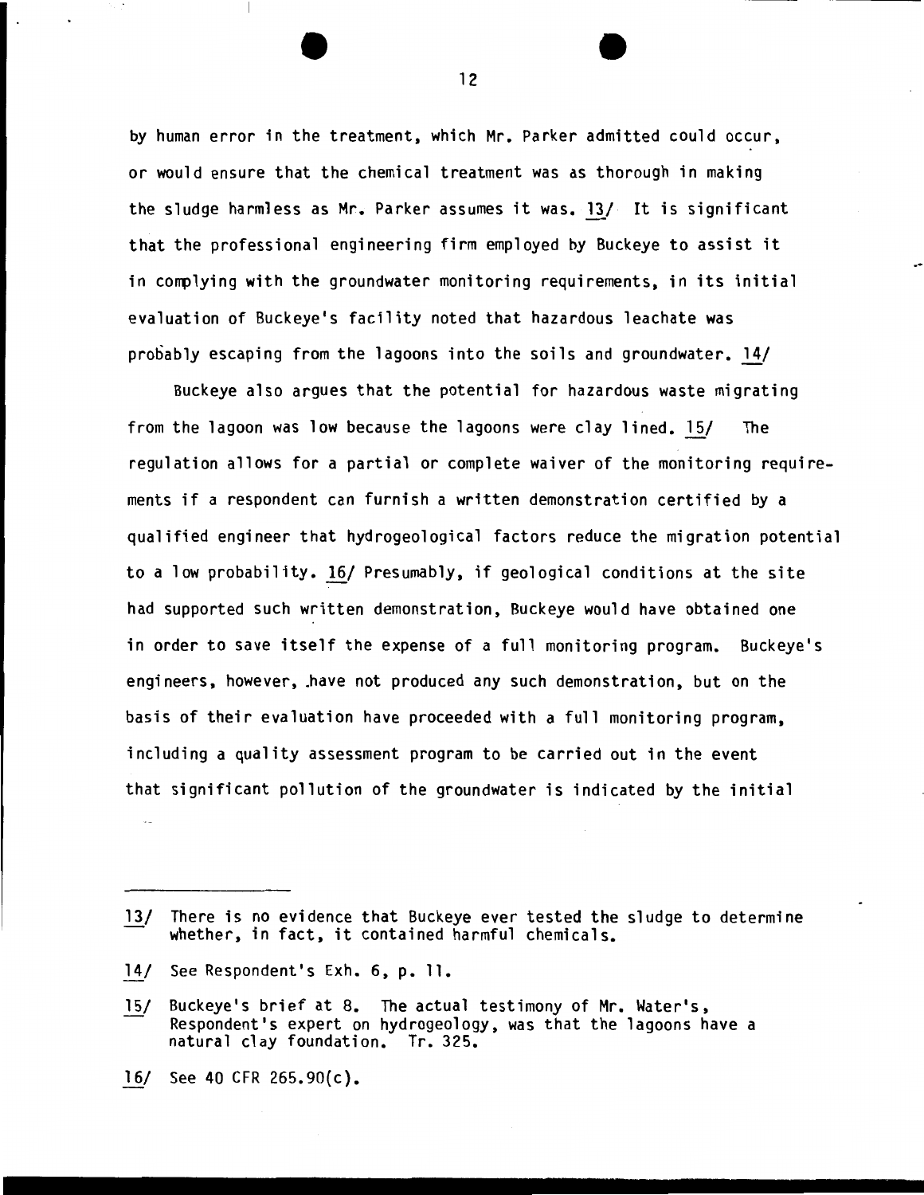by human error in the treatment, which Mr. Parker admitted could occur, or would ensure that the chemical treatment was as thorough in making the sludge harmless as Mr. Parker assumes it was. 13/ It is significant that the professional engineering firm employed by Buckeye to assist it in complying with the groundwater monitoring requirements, in its initial evaluation of Buckeye's facility noted that hazardous leachate was probably escaping from the lagoons into the soils and groundwater. 14/

Buckeye also argues that the potential for hazardous waste migrating from the lagoon was low because the lagoons were clay lined. 15/ The regulation allows for a partial or complete waiver of the monitoring requirements if a respondent can furnish a written demonstration certified by a qualified engineer that hydrogeological factors reduce the migration potential to a low probability. 16/ Presumably, if geological conditions at the site had supported such written demonstration, Buckeye would have obtained one in order to save itself the expense of a full monitoring program. Buckeye's engineers, however, have not produced any such demonstration, but on the basis of their evaluation have proceeded with a full monitoring program, including a quality assessment program to be carried out in the event that significant pollution of the groundwater is indicated by the initial

---

13/ There is no evidence that Buckeye ever tested the sludge to determine whether, in fact, it contained harmful chemicals.

14/ See Respondent's Exh. 6, p. 11.

15/ Buckeye's brief at 8. The actual testimony of Mr. Water's, Respondent's expert on hydrogeology, was that the lagoons have a natural clay foundation. Tr. 325.

16/ See 40 CFR 265.90(c).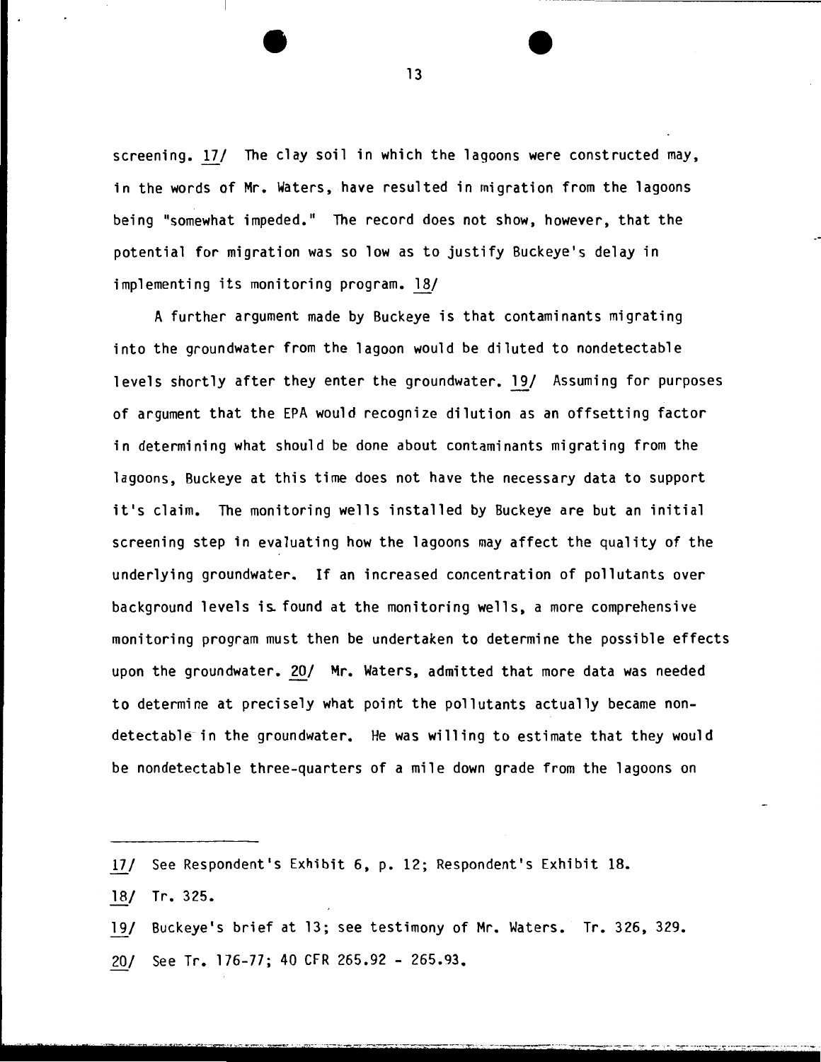screening. 17/ The clay soil in which the lagoons were constructed may, in the words of Mr. Waters, have resulted in migration from the lagoons being "somewhat impeded." The record does not show, however, that the potential for migration was so low as to justify Buckeye's delay in implementing its monitoring program. 18/

A further argument made by Buckeye is that contaminants migrating into the groundwater from the lagoon would be diluted to nondetectable levels shortly after they enter the groundwater. 19/ Assuming for purposes of argument that the EPA would recognize dilution as an offsetting factor in determining what should be done about contaminants migrating from the lagoons, Buckeye at this time does not have the necessary data to support it's claim. The monitoring wells installed by Buckeye are but an initial screening step in evaluating how the lagoons may affect the quality of the underlying groundwater. If an increased concentration of pollutants over background levels is found at the monitoring wells, a more comprehensive monitoring program must then be undertaken to determine the possible effects upon the groundwater. 20/ Mr. Waters, admitted that more data was needed to determine at precisely what point the pollutants actually became non-detectable in the groundwater. He was willing to estimate that they would be nondetectable three-quarters of a mile down grade from the lagoons on

---

17/ See Respondent's Exhibit 6, p. 12; Respondent's Exhibit 18.

18/ Tr. 325.

19/ Buckeye's brief at 13; see testimony of Mr. Waters. Tr. 326, 329.

20/ See Tr. 176-77; 40 CFR 265.92 - 265.93.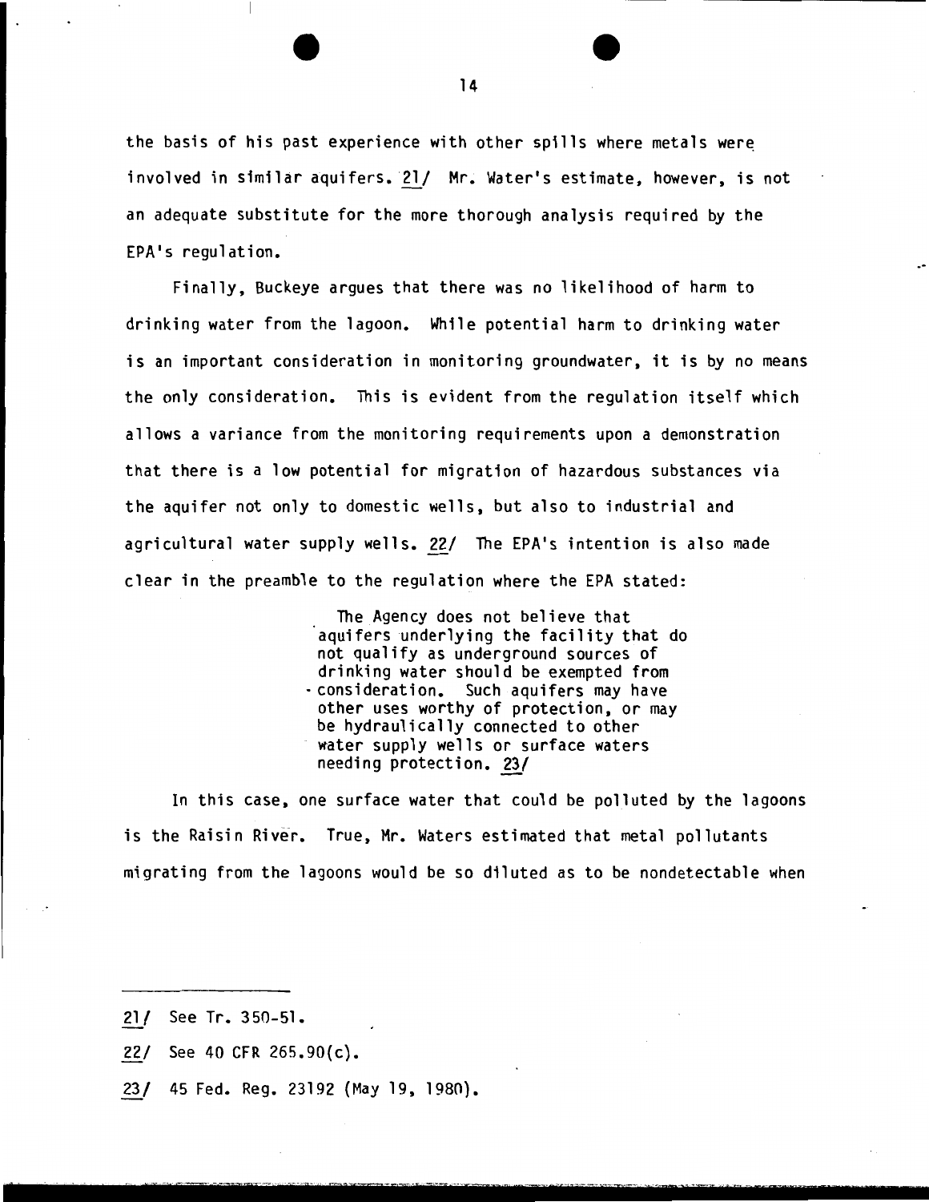the basis of his past experience with other spills where metals were involved in similar aquifers. 21/ Mr. Water's estimate, however, is not an adequate substitute for the more thorough analysis required by the EPA's regulation.

Finally, Buckeye argues that there was no likelihood of harm to drinking water from the lagoon. While potential harm to drinking water is an important consideration in monitoring groundwater, it is by no means the only consideration. This is evident from the regulation itself which allows a variance from the monitoring requirements upon a demonstration that there is a low potential for migration of hazardous substances via the aquifer not only to domestic wells, but also to industrial and agricultural water supply wells. 22/ The EPA's intention is also made clear in the preamble to the regulation where the EPA stated:

> The Agency does not believe that aquifers underlying the facility that do not qualify as underground sources of drinking water should be exempted from consideration. Such aquifers may have other uses worthy of protection, or may be hydraulically connected to other water supply wells or surface waters needing protection. 23/

In this case, one surface water that could be polluted by the lagoons is the Raisin River. True, Mr. Waters estimated that metal pollutants migrating from the lagoons would be so diluted as to be nondetectable when

---

21/ See Tr. 350-51.

22/ See 40 CFR 265.90(c).

23/ 45 Fed. Reg. 23192 (May 19, 1980).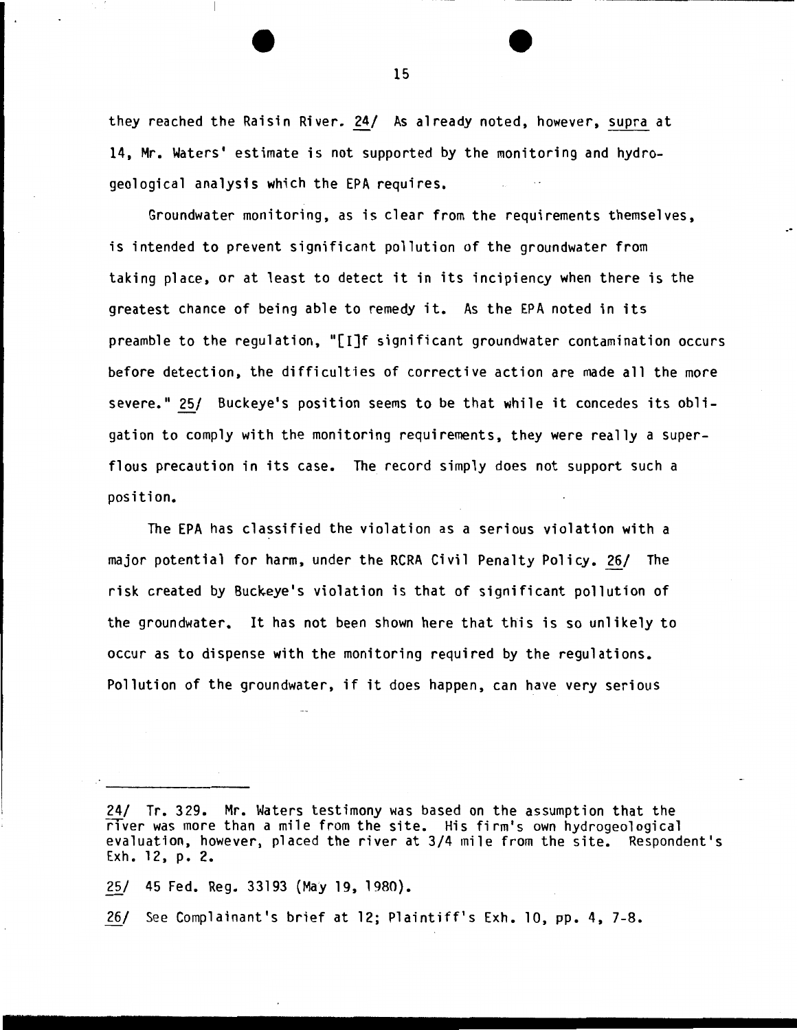they reached the Raisin River. 24/ As already noted, however, supra at 14, Mr. Waters' estimate is not supported by the monitoring and hydrogeological analysis which the EPA requires.

Groundwater monitoring, as is clear from the requirements themselves, is intended to prevent significant pollution of the groundwater from taking place, or at least to detect it in its incipiency when there is the greatest chance of being able to remedy it. As the EPA noted in its preamble to the regulation, "[I]f significant groundwater contamination occurs before detection, the difficulties of corrective action are made all the more severe." 25/ Buckeye's position seems to be that while it concedes its obligation to comply with the monitoring requirements, they were really a superflous precaution in its case. The record simply does not support such a position.

The EPA has classified the violation as a serious violation with a major potential for harm, under the RCRA Civil Penalty Policy. 26/ The risk created by Buckeye's violation is that of significant pollution of the groundwater. It has not been shown here that this is so unlikely to occur as to dispense with the monitoring required by the regulations. Pollution of the groundwater, if it does happen, can have very serious

---

24/ Tr. 329. Mr. Waters testimony was based on the assumption that the river was more than a mile from the site. His firm's own hydrogeological evaluation, however, placed the river at 3/4 mile from the site. Respondent's Exh. 12, p. 2.

25/ 45 Fed. Reg. 33193 (May 19, 1980).

26/ See Complainant's brief at 12; Plaintiff's Exh. 10, pp. 4, 7-8.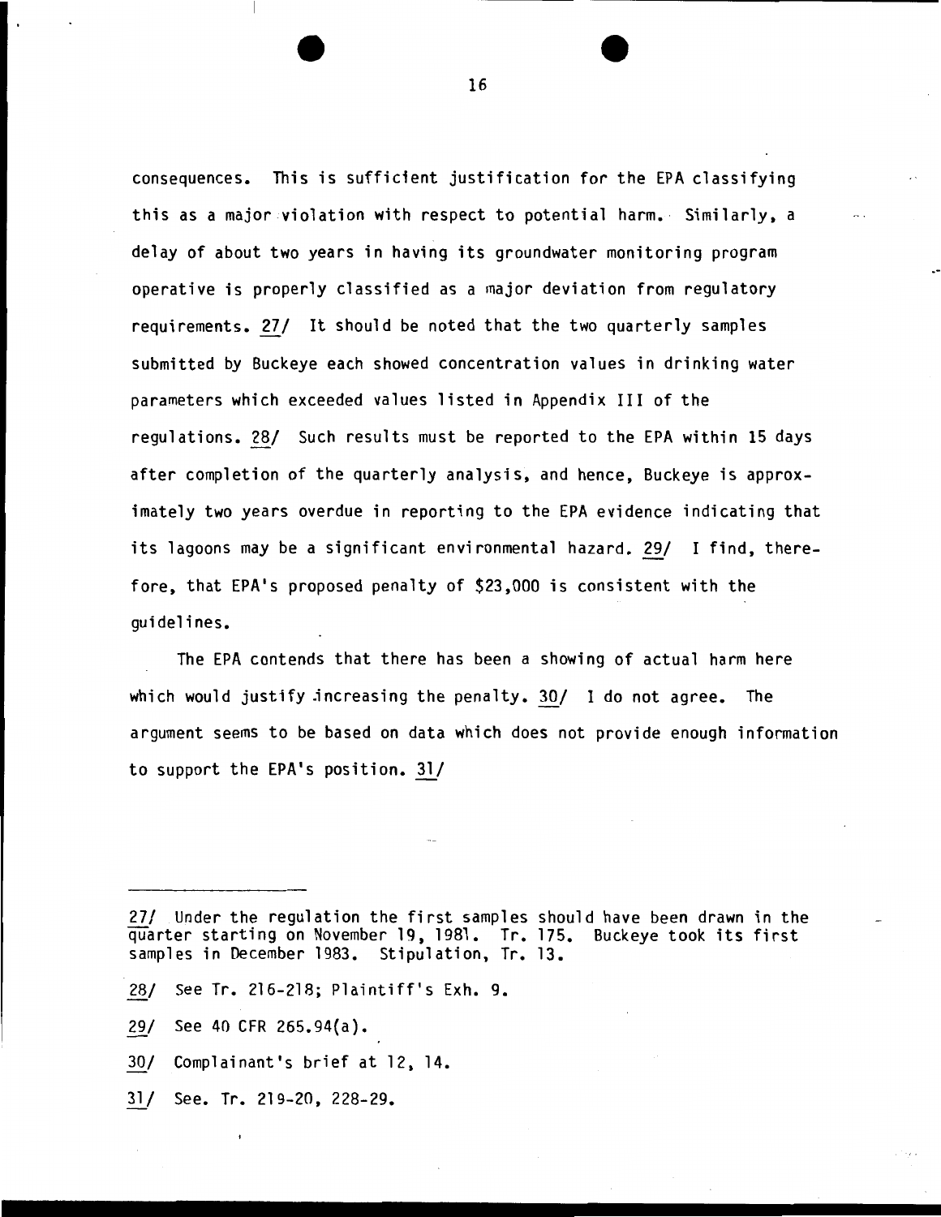consequences. This is sufficient justification for the EPA classifying this as a major violation with respect to potential harm. Similarly, a delay of about two years in having its groundwater monitoring program operative is properly classified as a major deviation from regulatory requirements. 27/ It should be noted that the two quarterly samples submitted by Buckeye each showed concentration values in drinking water parameters which exceeded values listed in Appendix III of the regulations. 28/ Such results must be reported to the EPA within 15 days after completion of the quarterly analysis, and hence, Buckeye is approximately two years overdue in reporting to the EPA evidence indicating that its lagoons may be a significant environmental hazard. 29/ I find, therefore, that EPA's proposed penalty of $23,000 is consistent with the guidelines.

The EPA contends that there has been a showing of actual harm here which would justify increasing the penalty. 30/ I do not agree. The argument seems to be based on data which does not provide enough information to support the EPA's position. 31/

---

27/ Under the regulation the first samples should have been drawn in the quarter starting on November 19, 1981. Tr. 175. Buckeye took its first samples in December 1983. Stipulation, Tr. 13.

28/ See Tr. 216-218; Plaintiff's Exh. 9.

29/ See 40 CFR 265.94(a).

30/ Complainant's brief at 12, 14.

31/ See. Tr. 219-20, 228-29.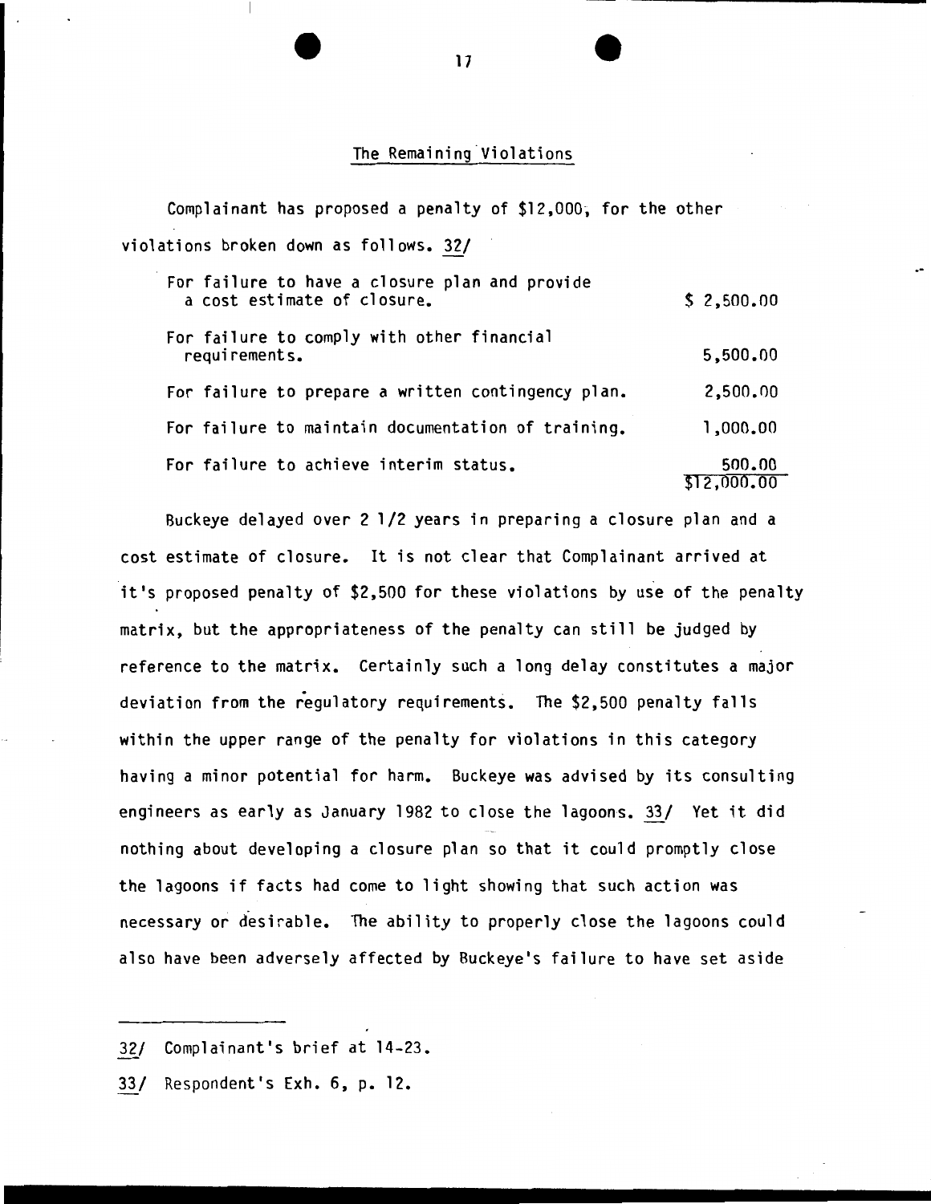## The Remaining Violations

Complainant has proposed a penalty of $12,000, for the other violations broken down as follows. 32/

| | |
|---|---|
| For failure to have a closure plan and provide a cost estimate of closure. | $ 2,500.00 |
| For failure to comply with other financial requirements. | 5,500.00 |
| For failure to prepare a written contingency plan. | 2,500.00 |
| For failure to maintain documentation of training. | 1,000.00 |
| For failure to achieve interim status. | 500.00 |
| | $12,000.00 |

Buckeye delayed over 2 1/2 years in preparing a closure plan and a cost estimate of closure. It is not clear that Complainant arrived at it's proposed penalty of $2,500 for these violations by use of the penalty matrix, but the appropriateness of the penalty can still be judged by reference to the matrix. Certainly such a long delay constitutes a major deviation from the regulatory requirements. The $2,500 penalty falls within the upper range of the penalty for violations in this category having a minor potential for harm. Buckeye was advised by its consulting engineers as early as January 1982 to close the lagoons. 33/ Yet it did nothing about developing a closure plan so that it could promptly close the lagoons if facts had come to light showing that such action was necessary or desirable. The ability to properly close the lagoons could also have been adversely affected by Buckeye's failure to have set aside

---

32/ Complainant's brief at 14-23.

33/ Respondent's Exh. 6, p. 12.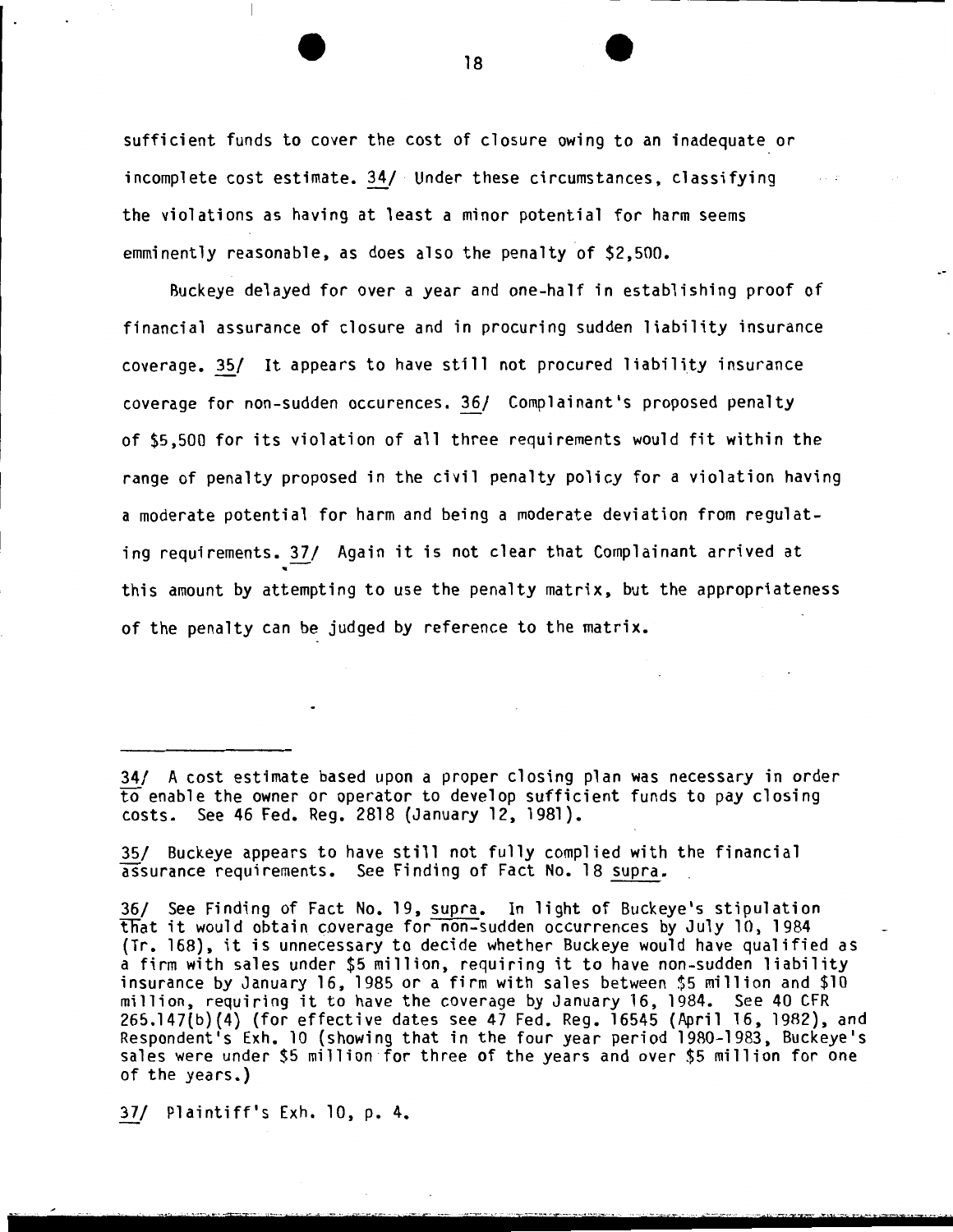sufficient funds to cover the cost of closure owing to an inadequate or incomplete cost estimate. 34/ Under these circumstances, classifying the violations as having at least a minor potential for harm seems emminently reasonable, as does also the penalty of $2,500.

Buckeye delayed for over a year and one-half in establishing proof of financial assurance of closure and in procuring sudden liability insurance coverage. 35/ It appears to have still not procured liability insurance coverage for non-sudden occurences. 36/ Complainant's proposed penalty of $5,500 for its violation of all three requirements would fit within the range of penalty proposed in the civil penalty policy for a violation having a moderate potential for harm and being a moderate deviation from regulating requirements. 37/ Again it is not clear that Complainant arrived at this amount by attempting to use the penalty matrix, but the appropriateness of the penalty can be judged by reference to the matrix.

---

34/ A cost estimate based upon a proper closing plan was necessary in order to enable the owner or operator to develop sufficient funds to pay closing costs. See 46 Fed. Reg. 2818 (January 12, 1981).

35/ Buckeye appears to have still not fully complied with the financial assurance requirements. See Finding of Fact No. 18 *supra*.

36/ See Finding of Fact No. 19, *supra*. In light of Buckeye's stipulation that it would obtain coverage for non-sudden occurrences by July 10, 1984 (Tr. 168), it is unnecessary to decide whether Buckeye would have qualified as a firm with sales under $5 million, requiring it to have non-sudden liability insurance by January 16, 1985 or a firm with sales between $5 million and $10 million, requiring it to have the coverage by January 16, 1984. See 40 CFR 265.147(b)(4) (for effective dates see 47 Fed. Reg. 16545 (April 16, 1982), and Respondent's Exh. 10 (showing that in the four year period 1980-1983, Buckeye's sales were under $5 million for three of the years and over $5 million for one of the years.)

37/ Plaintiff's Exh. 10, p. 4.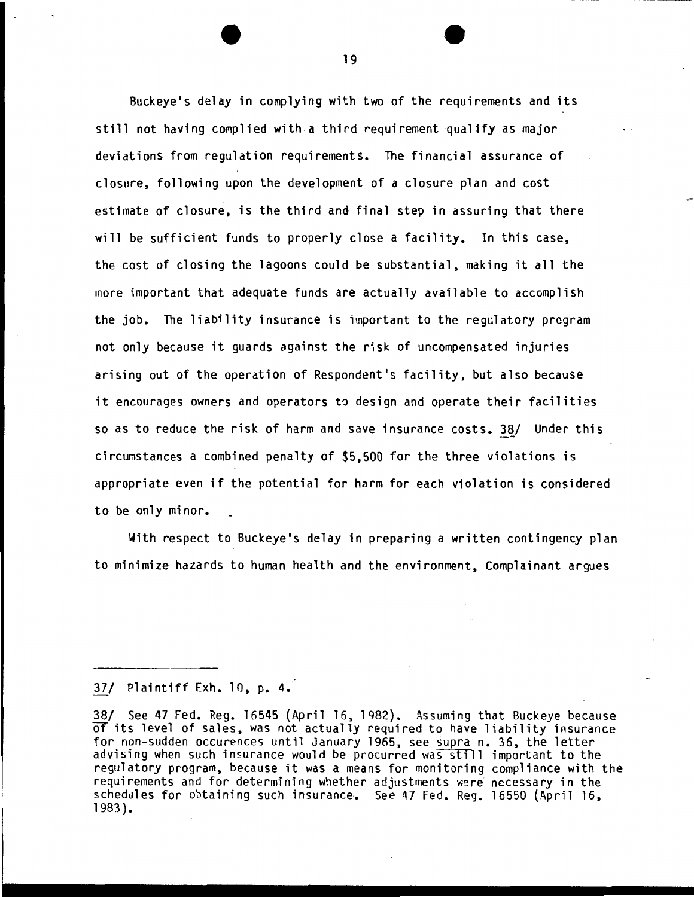Buckeye's delay in complying with two of the requirements and its still not having complied with a third requirement qualify as major deviations from regulation requirements. The financial assurance of closure, following upon the development of a closure plan and cost estimate of closure, is the third and final step in assuring that there will be sufficient funds to properly close a facility. In this case, the cost of closing the lagoons could be substantial, making it all the more important that adequate funds are actually available to accomplish the job. The liability insurance is important to the regulatory program not only because it guards against the risk of uncompensated injuries arising out of the operation of Respondent's facility, but also because it encourages owners and operators to design and operate their facilities so as to reduce the risk of harm and save insurance costs. 38/ Under this circumstances a combined penalty of $5,500 for the three violations is appropriate even if the potential for harm for each violation is considered to be only minor.

With respect to Buckeye's delay in preparing a written contingency plan to minimize hazards to human health and the environment, Complainant argues

---

37/ Plaintiff Exh. 10, p. 4.

38/ See 47 Fed. Reg. 16545 (April 16, 1982). Assuming that Buckeye because of its level of sales, was not actually required to have liability insurance for non-sudden occurences until January 1965, see supra n. 36, the letter advising when such insurance would be procurred was still important to the regulatory program, because it was a means for monitoring compliance with the requirements and for determining whether adjustments were necessary in the schedules for obtaining such insurance. See 47 Fed. Reg. 16550 (April 16, 1983).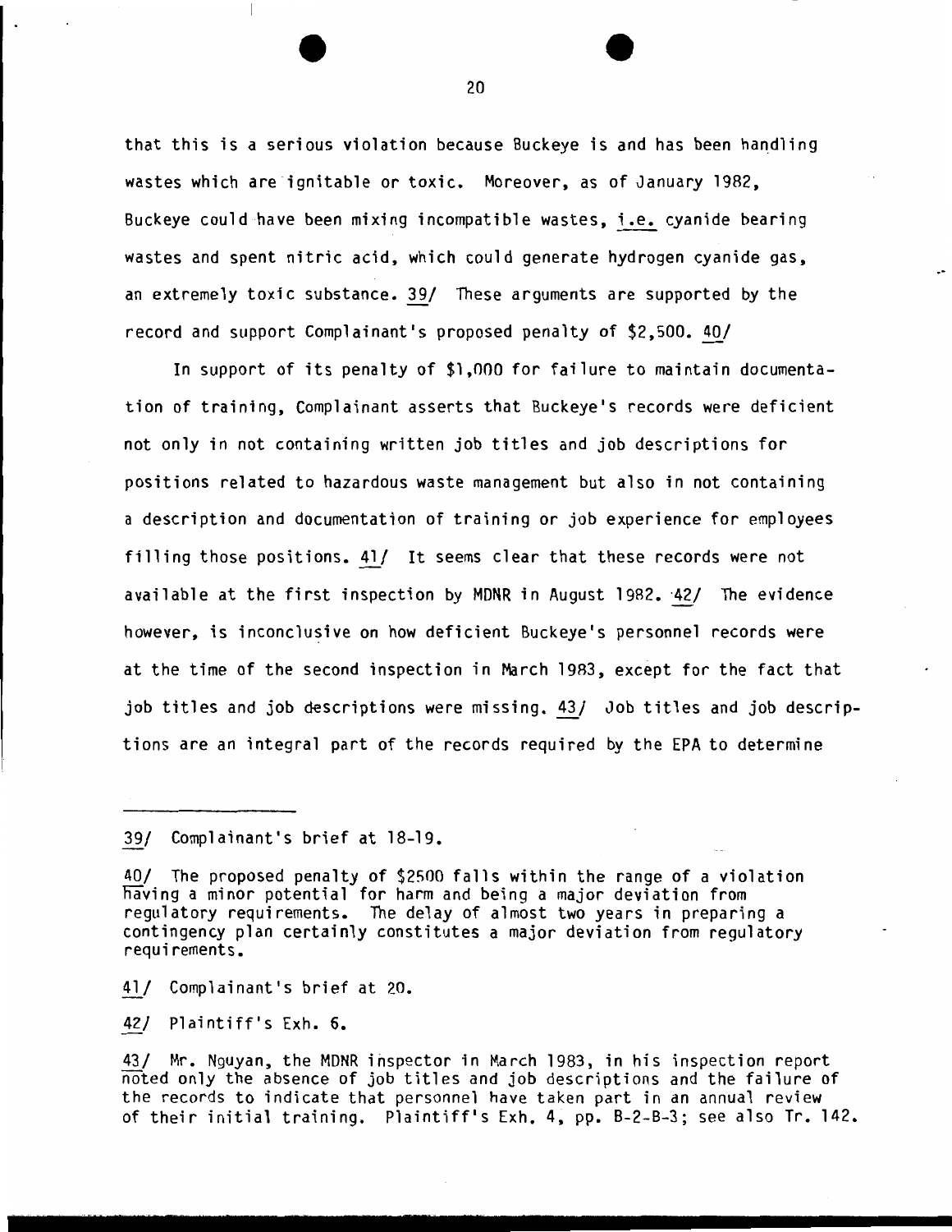that this is a serious violation because Buckeye is and has been handling wastes which are ignitable or toxic. Moreover, as of January 1982, Buckeye could have been mixing incompatible wastes, i.e. cyanide bearing wastes and spent nitric acid, which could generate hydrogen cyanide gas, an extremely toxic substance. 39/ These arguments are supported by the record and support Complainant's proposed penalty of $2,500. 40/

In support of its penalty of $1,000 for failure to maintain documentation of training, Complainant asserts that Buckeye's records were deficient not only in not containing written job titles and job descriptions for positions related to hazardous waste management but also in not containing a description and documentation of training or job experience for employees filling those positions. 41/ It seems clear that these records were not available at the first inspection by MDNR in August 1982. 42/ The evidence however, is inconclusive on how deficient Buckeye's personnel records were at the time of the second inspection in March 1983, except for the fact that job titles and job descriptions were missing. 43/ Job titles and job descriptions are an integral part of the records required by the EPA to determine

---

39/ Complainant's brief at 18-19.

40/ The proposed penalty of $2500 falls within the range of a violation having a minor potential for harm and being a major deviation from regulatory requirements. The delay of almost two years in preparing a contingency plan certainly constitutes a major deviation from regulatory requirements.

41/ Complainant's brief at 20.

42/ Plaintiff's Exh. 6.

43/ Mr. Nguyan, the MDNR inspector in March 1983, in his inspection report noted only the absence of job titles and job descriptions and the failure of the records to indicate that personnel have taken part in an annual review of their initial training. Plaintiff's Exh. 4, pp. B-2-B-3; see also Tr. 142.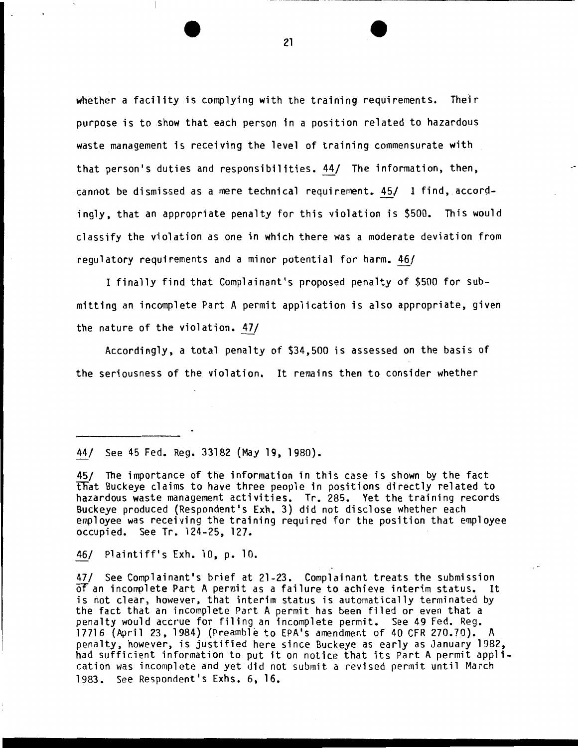whether a facility is complying with the training requirements. Their purpose is to show that each person in a position related to hazardous waste management is receiving the level of training commensurate with that person's duties and responsibilities. 44/ The information, then, cannot be dismissed as a mere technical requirement. 45/ I find, accordingly, that an appropriate penalty for this violation is $500. This would classify the violation as one in which there was a moderate deviation from regulatory requirements and a minor potential for harm. 46/

I finally find that Complainant's proposed penalty of $500 for submitting an incomplete Part A permit application is also appropriate, given the nature of the violation. 47/

Accordingly, a total penalty of $34,500 is assessed on the basis of the seriousness of the violation. It remains then to consider whether

---

44/ See 45 Fed. Reg. 33182 (May 19, 1980).

45/ The importance of the information in this case is shown by the fact that Buckeye claims to have three people in positions directly related to hazardous waste management activities. Tr. 285. Yet the training records Buckeye produced (Respondent's Exh. 3) did not disclose whether each employee was receiving the training required for the position that employee occupied. See Tr. 124-25, 127.

46/ Plaintiff's Exh. 10, p. 10.

47/ See Complainant's brief at 21-23. Complainant treats the submission of an incomplete Part A permit as a failure to achieve interim status. It is not clear, however, that interim status is automatically terminated by the fact that an incomplete Part A permit has been filed or even that a penalty would accrue for filing an incomplete permit. See 49 Fed. Reg. 17716 (April 23, 1984) (Preamble to EPA's amendment of 40 CFR 270.70). A penalty, however, is justified here since Buckeye as early as January 1982, had sufficient information to put it on notice that its Part A permit application was incomplete and yet did not submit a revised permit until March 1983. See Respondent's Exhs. 6, 16.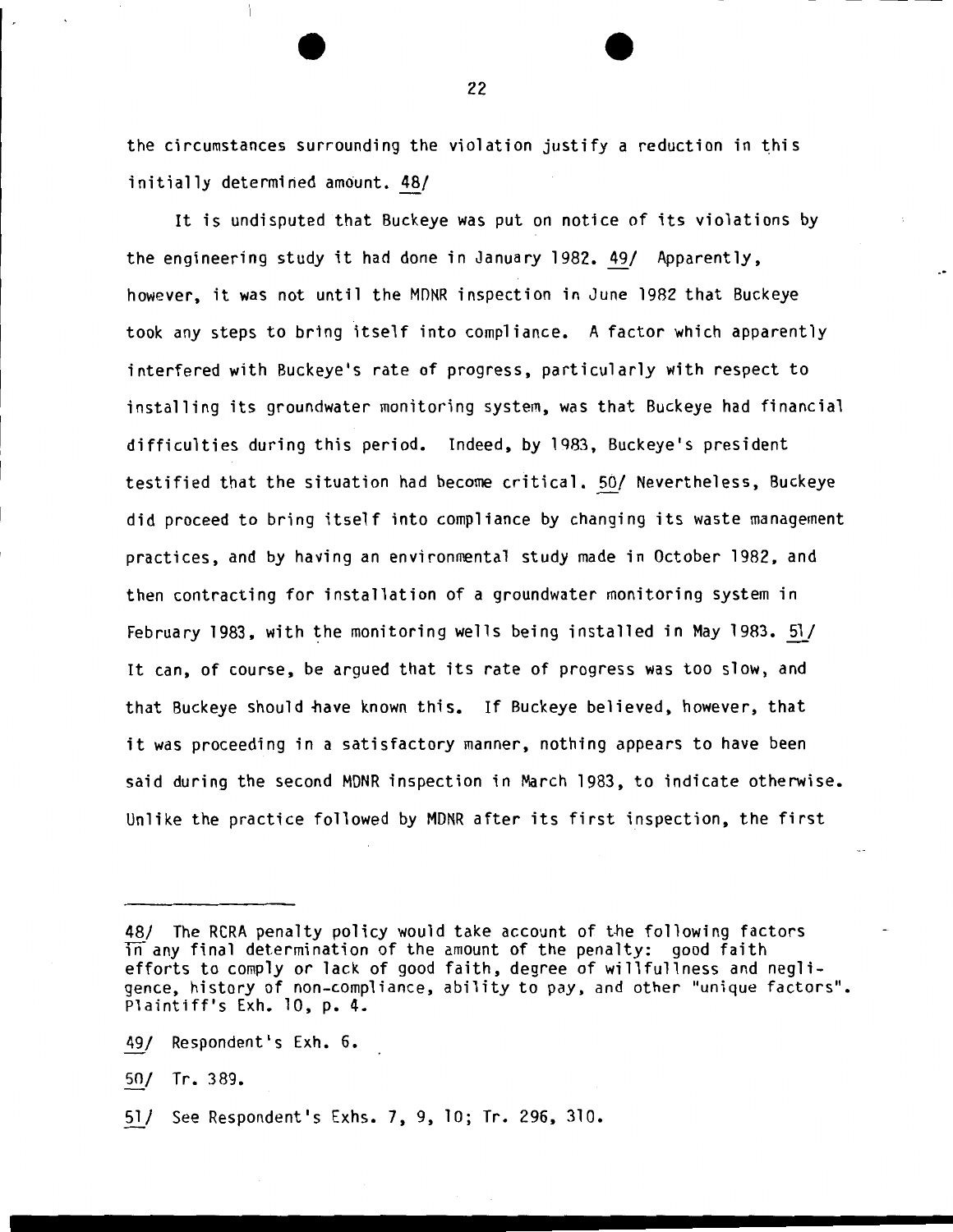the circumstances surrounding the violation justify a reduction in this initially determined amount. 48/

It is undisputed that Buckeye was put on notice of its violations by the engineering study it had done in January 1982. 49/ Apparently, however, it was not until the MDNR inspection in June 1982 that Buckeye took any steps to bring itself into compliance. A factor which apparently interfered with Buckeye's rate of progress, particularly with respect to installing its groundwater monitoring system, was that Buckeye had financial difficulties during this period. Indeed, by 1983, Buckeye's president testified that the situation had become critical. 50/ Nevertheless, Buckeye did proceed to bring itself into compliance by changing its waste management practices, and by having an environmental study made in October 1982, and then contracting for installation of a groundwater monitoring system in February 1983, with the monitoring wells being installed in May 1983. 51/ It can, of course, be argued that its rate of progress was too slow, and that Buckeye should have known this. If Buckeye believed, however, that it was proceeding in a satisfactory manner, nothing appears to have been said during the second MDNR inspection in March 1983, to indicate otherwise. Unlike the practice followed by MDNR after its first inspection, the first

---

48/ The RCRA penalty policy would take account of the following factors in any final determination of the amount of the penalty: good faith efforts to comply or lack of good faith, degree of willfulness and negligence, history of non-compliance, ability to pay, and other "unique factors". Plaintiff's Exh. 10, p. 4.

49/ Respondent's Exh. 6.

50/ Tr. 389.

51/ See Respondent's Exhs. 7, 9, 10; Tr. 296, 310.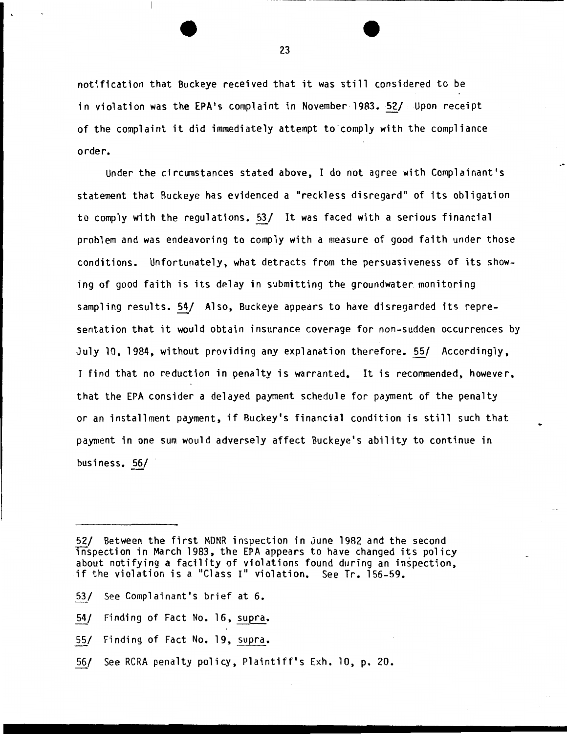notification that Buckeye received that it was still considered to be in violation was the EPA's complaint in November 1983. 52/ Upon receipt of the complaint it did immediately attempt to comply with the compliance order.

Under the circumstances stated above, I do not agree with Complainant's statement that Buckeye has evidenced a "reckless disregard" of its obligation to comply with the regulations. 53/ It was faced with a serious financial problem and was endeavoring to comply with a measure of good faith under those conditions. Unfortunately, what detracts from the persuasiveness of its showing of good faith is its delay in submitting the groundwater monitoring sampling results. 54/ Also, Buckeye appears to have disregarded its representation that it would obtain insurance coverage for non-sudden occurrences by July 10, 1984, without providing any explanation therefore. 55/ Accordingly, I find that no reduction in penalty is warranted. It is recommended, however, that the EPA consider a delayed payment schedule for payment of the penalty or an installment payment, if Buckey's financial condition is still such that payment in one sum would adversely affect Buckeye's ability to continue in business. 56/

---

52/ Between the first MDNR inspection in June 1982 and the second inspection in March 1983, the EPA appears to have changed its policy about notifying a facility of violations found during an inspection, if the violation is a "Class I" violation. See Tr. 156-59.

53/ See Complainant's brief at 6.

54/ Finding of Fact No. 16, *supra*.

55/ Finding of Fact No. 19, *supra*.

56/ See RCRA penalty policy, Plaintiff's Exh. 10, p. 20.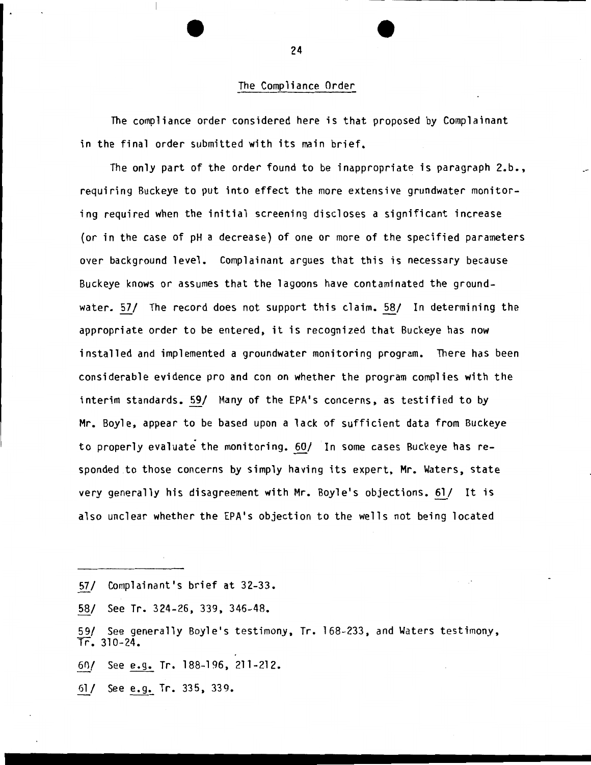## The Compliance Order

The compliance order considered here is that proposed by Complainant in the final order submitted with its main brief.

The only part of the order found to be inappropriate is paragraph 2.b., requiring Buckeye to put into effect the more extensive grundwater monitoring required when the initial screening discloses a significant increase (or in the case of pH a decrease) of one or more of the specified parameters over background level. Complainant argues that this is necessary because Buckeye knows or assumes that the lagoons have contaminated the groundwater. 57/ The record does not support this claim. 58/ In determining the appropriate order to be entered, it is recognized that Buckeye has now installed and implemented a groundwater monitoring program. There has been considerable evidence pro and con on whether the program complies with the interim standards. 59/ Many of the EPA's concerns, as testified to by Mr. Boyle, appear to be based upon a lack of sufficient data from Buckeye to properly evaluate the monitoring. 60/ In some cases Buckeye has responded to those concerns by simply having its expert, Mr. Waters, state very generally his disagreement with Mr. Boyle's objections. 61/ It is also unclear whether the EPA's objection to the wells not being located

---

57/ Complainant's brief at 32-33.

58/ See Tr. 324-26, 339, 346-48.

59/ See generally Boyle's testimony, Tr. 168-233, and Waters testimony, Tr. 310-24.

60/ See e.g. Tr. 188-196, 211-212.

61/ See e.g. Tr. 335, 339.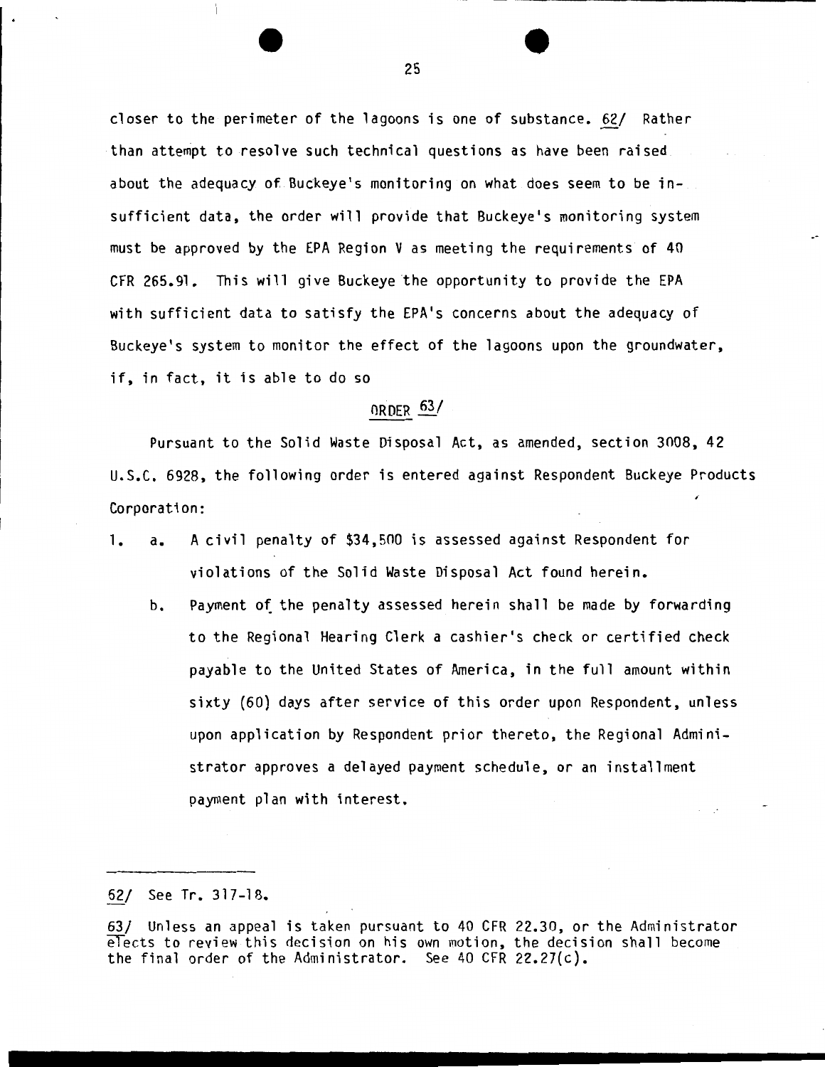closer to the perimeter of the lagoons is one of substance. 62/ Rather than attempt to resolve such technical questions as have been raised about the adequacy of Buckeye's monitoring on what does seem to be insufficient data, the order will provide that Buckeye's monitoring system must be approved by the EPA Region V as meeting the requirements of 40 CFR 265.91. This will give Buckeye the opportunity to provide the EPA with sufficient data to satisfy the EPA's concerns about the adequacy of Buckeye's system to monitor the effect of the lagoons upon the groundwater, if, in fact, it is able to do so

## ORDER 63/

Pursuant to the Solid Waste Disposal Act, as amended, section 3008, 42 U.S.C. 6928, the following order is entered against Respondent Buckeye Products Corporation:

1. a. A civil penalty of $34,500 is assessed against Respondent for violations of the Solid Waste Disposal Act found herein.

   b. Payment of the penalty assessed herein shall be made by forwarding to the Regional Hearing Clerk a cashier's check or certified check payable to the United States of America, in the full amount within sixty (60) days after service of this order upon Respondent, unless upon application by Respondent prior thereto, the Regional Administrator approves a delayed payment schedule, or an installment payment plan with interest.

---

62/ See Tr. 317-18.

63/ Unless an appeal is taken pursuant to 40 CFR 22.30, or the Administrator elects to review this decision on his own motion, the decision shall become the final order of the Administrator. See 40 CFR 22.27(c).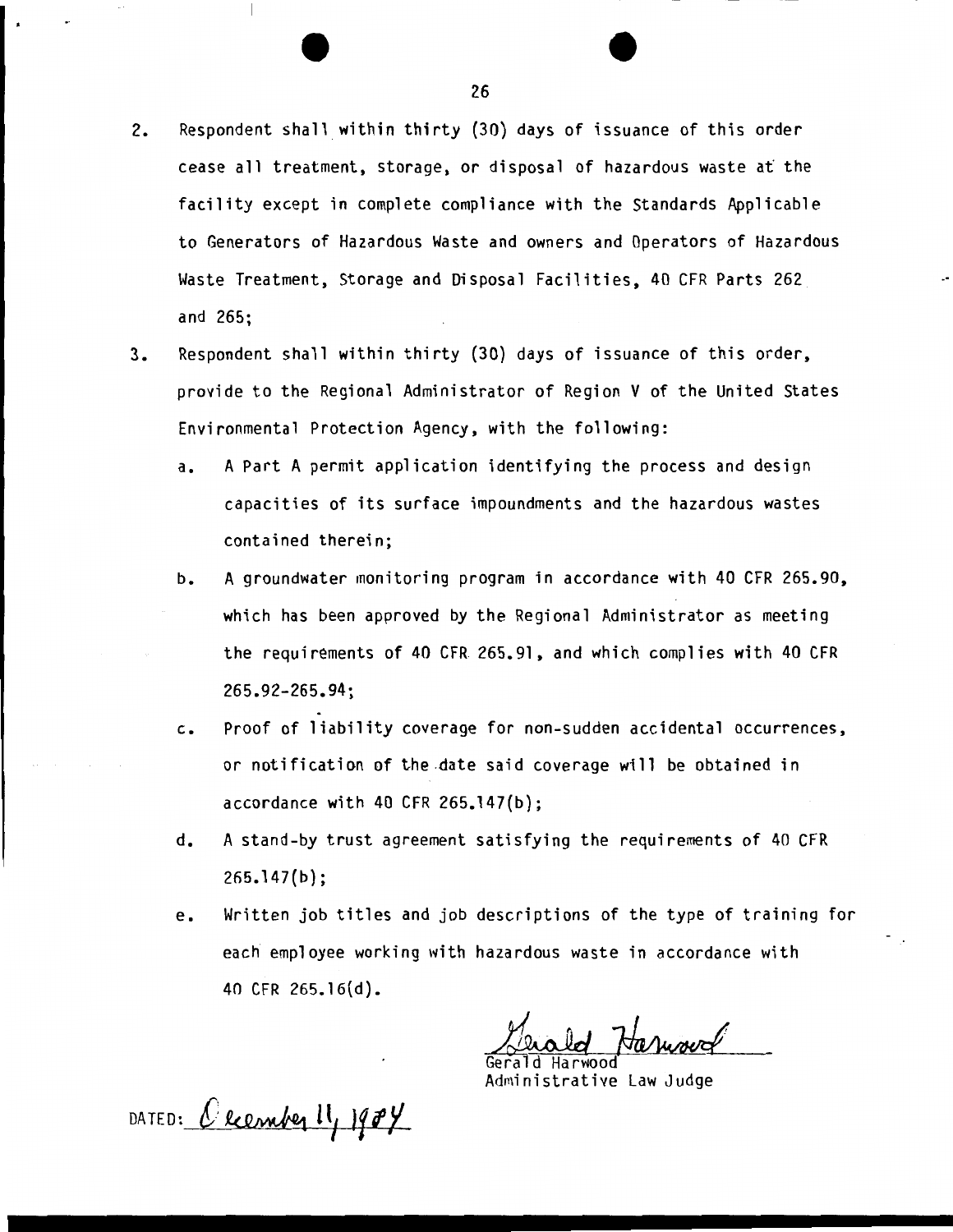2. Respondent shall within thirty (30) days of issuance of this order cease all treatment, storage, or disposal of hazardous waste at the facility except in complete compliance with the Standards Applicable to Generators of Hazardous Waste and owners and Operators of Hazardous Waste Treatment, Storage and Disposal Facilities, 40 CFR Parts 262 and 265;

3. Respondent shall within thirty (30) days of issuance of this order, provide to the Regional Administrator of Region V of the United States Environmental Protection Agency, with the following:

   a. A Part A permit application identifying the process and design capacities of its surface impoundments and the hazardous wastes contained therein;

   b. A groundwater monitoring program in accordance with 40 CFR 265.90, which has been approved by the Regional Administrator as meeting the requirements of 40 CFR 265.91, and which complies with 40 CFR 265.92-265.94;

   c. Proof of liability coverage for non-sudden accidental occurrences, or notification of the date said coverage will be obtained in accordance with 40 CFR 265.147(b);

   d. A stand-by trust agreement satisfying the requirements of 40 CFR 265.147(b);

   e. Written job titles and job descriptions of the type of training for each employee working with hazardous waste in accordance with 40 CFR 265.16(d).

Gerald Harwood
Gerald Harwood
Administrative Law Judge

DATED: December 11, 1984